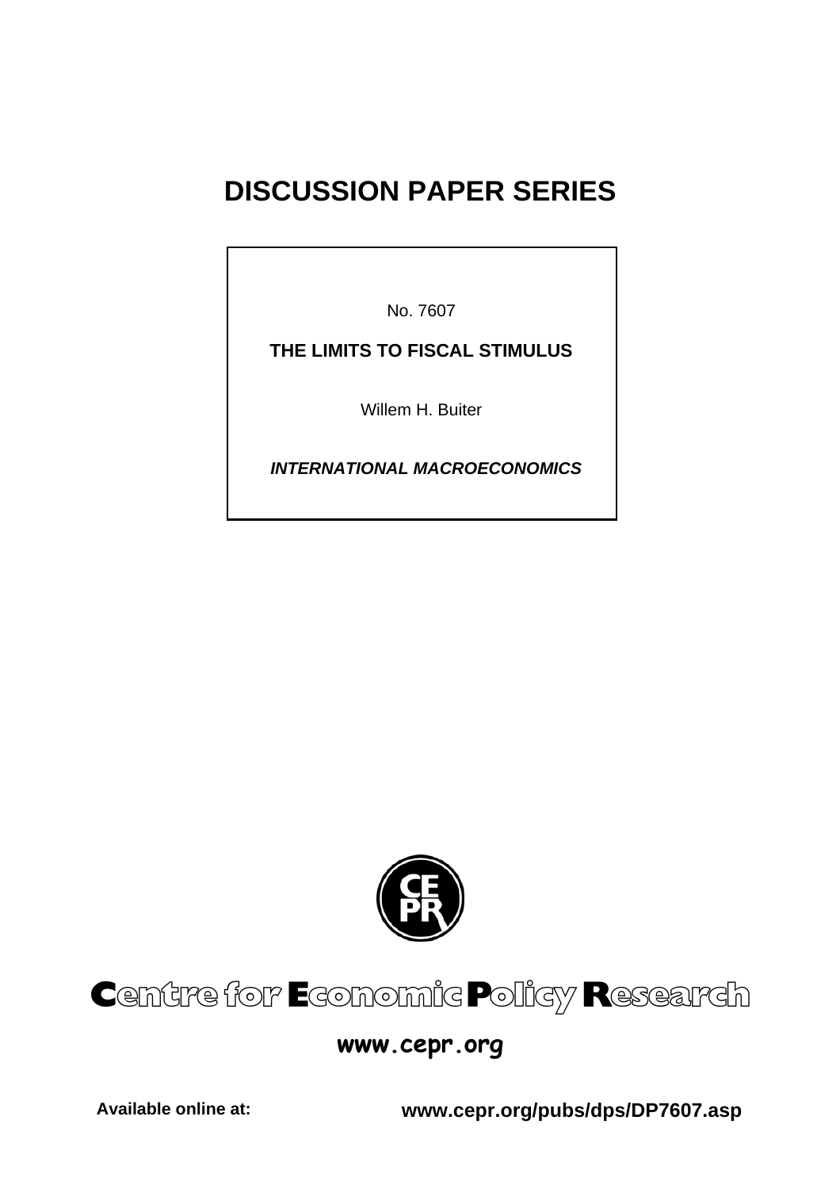# DISCUSSION PAPER SERIES

No. 7607

**THE LIMITS TO FISCAL STIMULUS**

Willem H. Buiter

***INTERNATIONAL MACROECONOMICS***

Centre for Economic Policy Research

**www.cepr.org**

**Available online at:** **www.cepr.org/pubs/dps/DP7607.asp**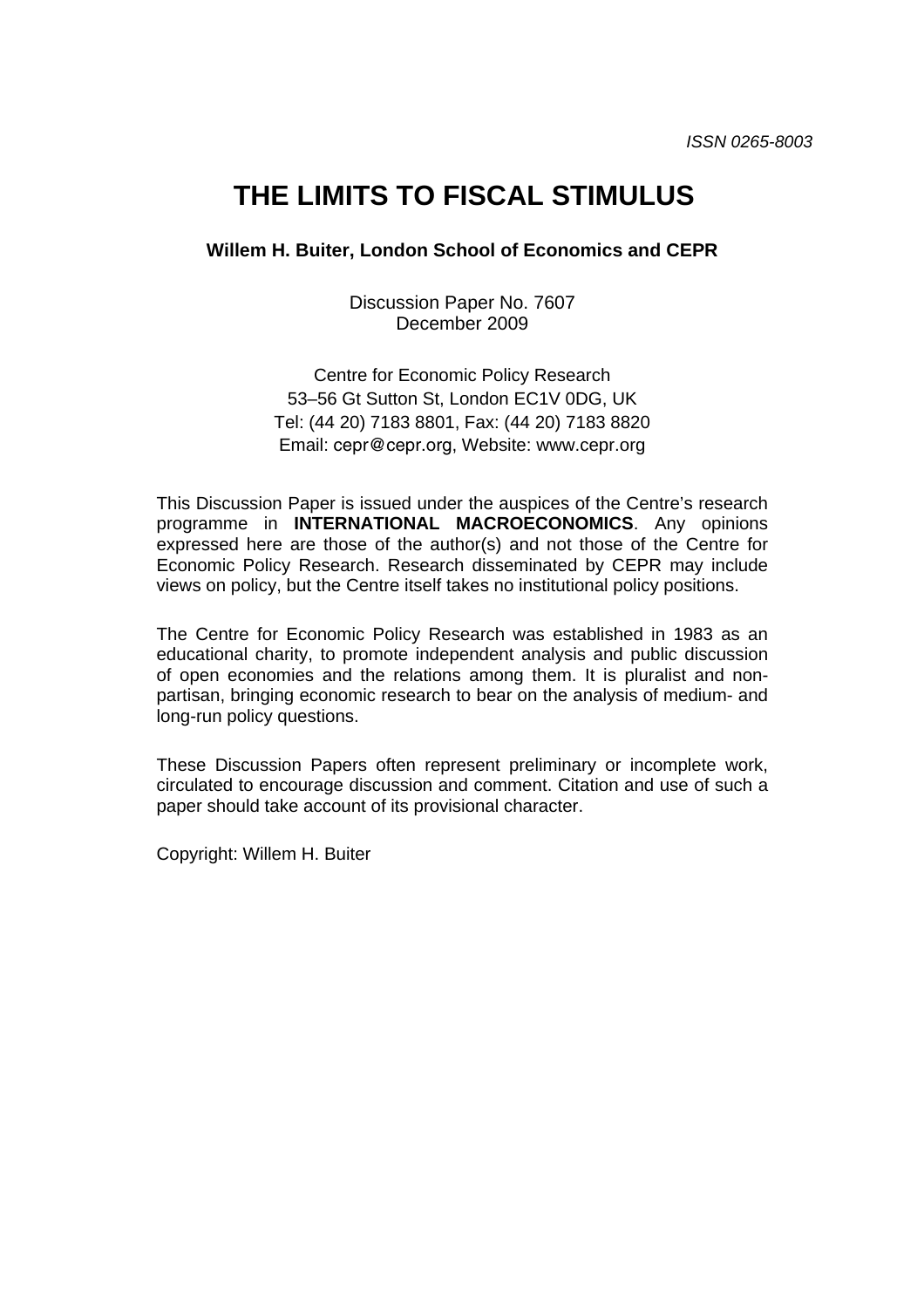ISSN 0265-8003

# THE LIMITS TO FISCAL STIMULUS

**Willem H. Buiter, London School of Economics and CEPR**

Discussion Paper No. 7607
December 2009

Centre for Economic Policy Research
53–56 Gt Sutton St, London EC1V 0DG, UK
Tel: (44 20) 7183 8801, Fax: (44 20) 7183 8820
Email: cepr@cepr.org, Website: www.cepr.org

This Discussion Paper is issued under the auspices of the Centre's research programme in **INTERNATIONAL MACROECONOMICS**. Any opinions expressed here are those of the author(s) and not those of the Centre for Economic Policy Research. Research disseminated by CEPR may include views on policy, but the Centre itself takes no institutional policy positions.

The Centre for Economic Policy Research was established in 1983 as an educational charity, to promote independent analysis and public discussion of open economies and the relations among them. It is pluralist and non-partisan, bringing economic research to bear on the analysis of medium- and long-run policy questions.

These Discussion Papers often represent preliminary or incomplete work, circulated to encourage discussion and comment. Citation and use of such a paper should take account of its provisional character.

Copyright: Willem H. Buiter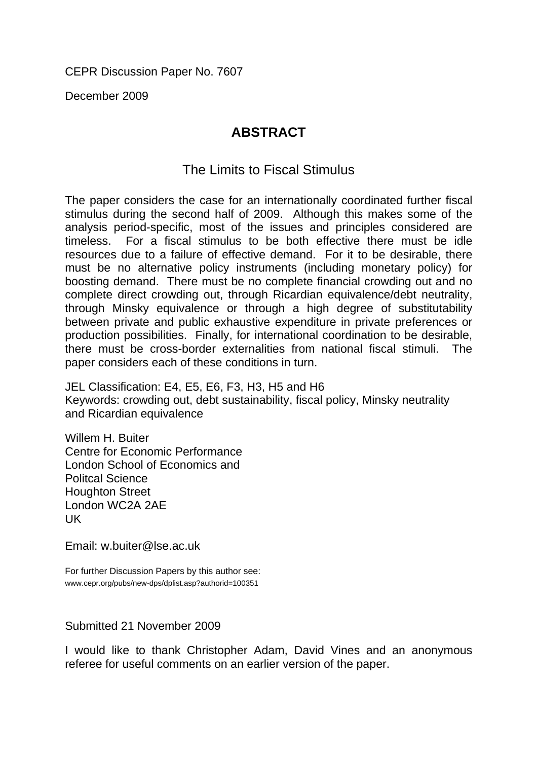CEPR Discussion Paper No. 7607

December 2009

## ABSTRACT

### The Limits to Fiscal Stimulus

The paper considers the case for an internationally coordinated further fiscal stimulus during the second half of 2009. Although this makes some of the analysis period-specific, most of the issues and principles considered are timeless. For a fiscal stimulus to be both effective there must be idle resources due to a failure of effective demand. For it to be desirable, there must be no alternative policy instruments (including monetary policy) for boosting demand. There must be no complete financial crowding out and no complete direct crowding out, through Ricardian equivalence/debt neutrality, through Minsky equivalence or through a high degree of substitutability between private and public exhaustive expenditure in private preferences or production possibilities. Finally, for international coordination to be desirable, there must be cross-border externalities from national fiscal stimuli. The paper considers each of these conditions in turn.

JEL Classification: E4, E5, E6, F3, H3, H5 and H6
Keywords: crowding out, debt sustainability, fiscal policy, Minsky neutrality and Ricardian equivalence

Willem H. Buiter
Centre for Economic Performance
London School of Economics and
Politcal Science
Houghton Street
London WC2A 2AE
UK

Email: w.buiter@lse.ac.uk

For further Discussion Papers by this author see:
www.cepr.org/pubs/new-dps/dplist.asp?authorid=100351

Submitted 21 November 2009

I would like to thank Christopher Adam, David Vines and an anonymous referee for useful comments on an earlier version of the paper.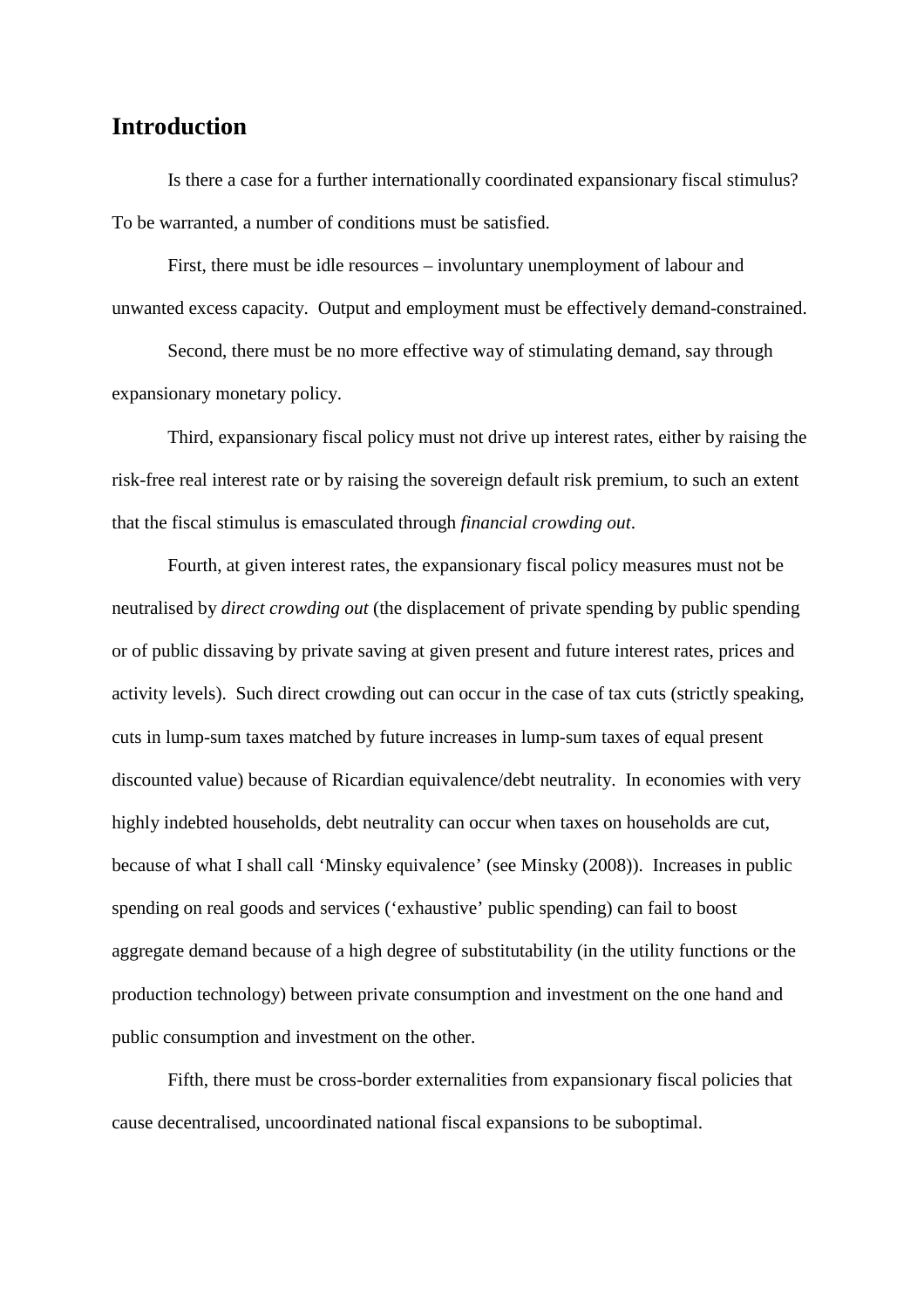## Introduction

Is there a case for a further internationally coordinated expansionary fiscal stimulus? To be warranted, a number of conditions must be satisfied.

First, there must be idle resources – involuntary unemployment of labour and unwanted excess capacity. Output and employment must be effectively demand-constrained.

Second, there must be no more effective way of stimulating demand, say through expansionary monetary policy.

Third, expansionary fiscal policy must not drive up interest rates, either by raising the risk-free real interest rate or by raising the sovereign default risk premium, to such an extent that the fiscal stimulus is emasculated through *financial crowding out*.

Fourth, at given interest rates, the expansionary fiscal policy measures must not be neutralised by *direct crowding out* (the displacement of private spending by public spending or of public dissaving by private saving at given present and future interest rates, prices and activity levels). Such direct crowding out can occur in the case of tax cuts (strictly speaking, cuts in lump-sum taxes matched by future increases in lump-sum taxes of equal present discounted value) because of Ricardian equivalence/debt neutrality. In economies with very highly indebted households, debt neutrality can occur when taxes on households are cut, because of what I shall call 'Minsky equivalence' (see Minsky (2008)). Increases in public spending on real goods and services ('exhaustive' public spending) can fail to boost aggregate demand because of a high degree of substitutability (in the utility functions or the production technology) between private consumption and investment on the one hand and public consumption and investment on the other.

Fifth, there must be cross-border externalities from expansionary fiscal policies that cause decentralised, uncoordinated national fiscal expansions to be suboptimal.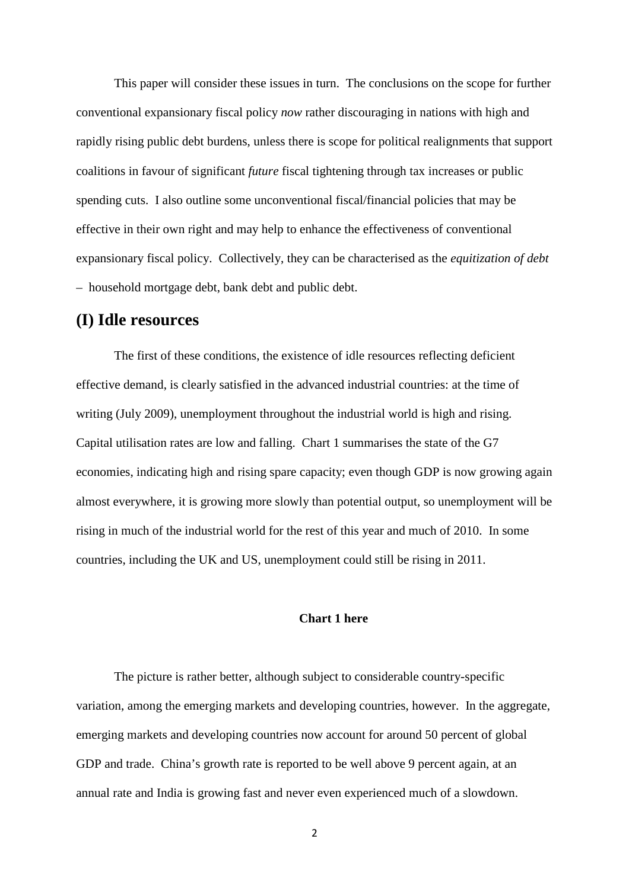This paper will consider these issues in turn. The conclusions on the scope for further conventional expansionary fiscal policy *now* rather discouraging in nations with high and rapidly rising public debt burdens, unless there is scope for political realignments that support coalitions in favour of significant *future* fiscal tightening through tax increases or public spending cuts. I also outline some unconventional fiscal/financial policies that may be effective in their own right and may help to enhance the effectiveness of conventional expansionary fiscal policy. Collectively, they can be characterised as the *equitization of debt* – household mortgage debt, bank debt and public debt.

## (I) Idle resources

The first of these conditions, the existence of idle resources reflecting deficient effective demand, is clearly satisfied in the advanced industrial countries: at the time of writing (July 2009), unemployment throughout the industrial world is high and rising. Capital utilisation rates are low and falling. Chart 1 summarises the state of the G7 economies, indicating high and rising spare capacity; even though GDP is now growing again almost everywhere, it is growing more slowly than potential output, so unemployment will be rising in much of the industrial world for the rest of this year and much of 2010. In some countries, including the UK and US, unemployment could still be rising in 2011.

**Chart 1 here**

The picture is rather better, although subject to considerable country-specific variation, among the emerging markets and developing countries, however. In the aggregate, emerging markets and developing countries now account for around 50 percent of global GDP and trade. China's growth rate is reported to be well above 9 percent again, at an annual rate and India is growing fast and never even experienced much of a slowdown.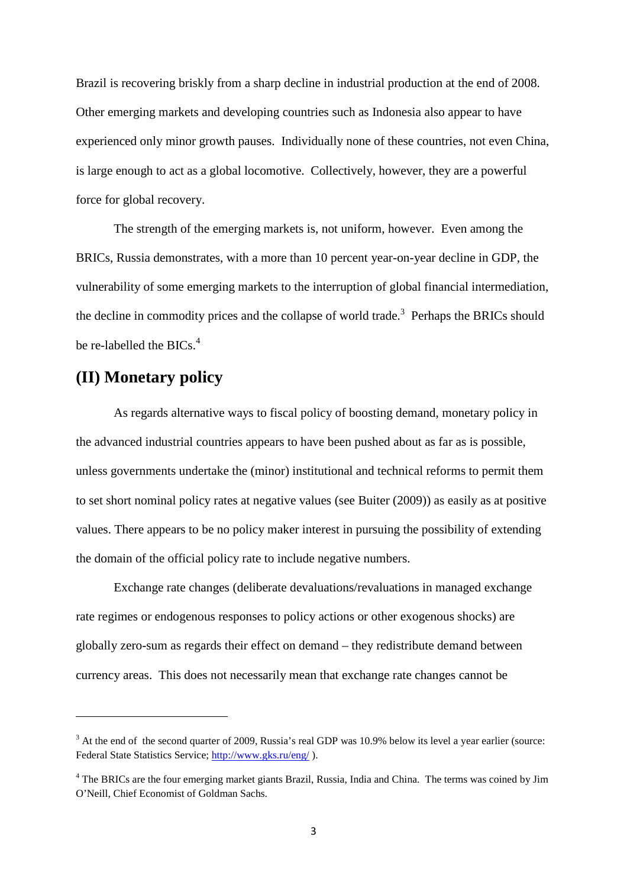Brazil is recovering briskly from a sharp decline in industrial production at the end of 2008. Other emerging markets and developing countries such as Indonesia also appear to have experienced only minor growth pauses. Individually none of these countries, not even China, is large enough to act as a global locomotive. Collectively, however, they are a powerful force for global recovery.

The strength of the emerging markets is, not uniform, however. Even among the BRICs, Russia demonstrates, with a more than 10 percent year-on-year decline in GDP, the vulnerability of some emerging markets to the interruption of global financial intermediation, the decline in commodity prices and the collapse of world trade.[3] Perhaps the BRICs should be re-labelled the BICs.[4]

## (II) Monetary policy

As regards alternative ways to fiscal policy of boosting demand, monetary policy in the advanced industrial countries appears to have been pushed about as far as is possible, unless governments undertake the (minor) institutional and technical reforms to permit them to set short nominal policy rates at negative values (see Buiter (2009)) as easily as at positive values. There appears to be no policy maker interest in pursuing the possibility of extending the domain of the official policy rate to include negative numbers.

Exchange rate changes (deliberate devaluations/revaluations in managed exchange rate regimes or endogenous responses to policy actions or other exogenous shocks) are globally zero-sum as regards their effect on demand – they redistribute demand between currency areas. This does not necessarily mean that exchange rate changes cannot be

---

[3] At the end of the second quarter of 2009, Russia's real GDP was 10.9% below its level a year earlier (source: Federal State Statistics Service; http://www.gks.ru/eng/ ).

[4] The BRICs are the four emerging market giants Brazil, Russia, India and China. The terms was coined by Jim O'Neill, Chief Economist of Goldman Sachs.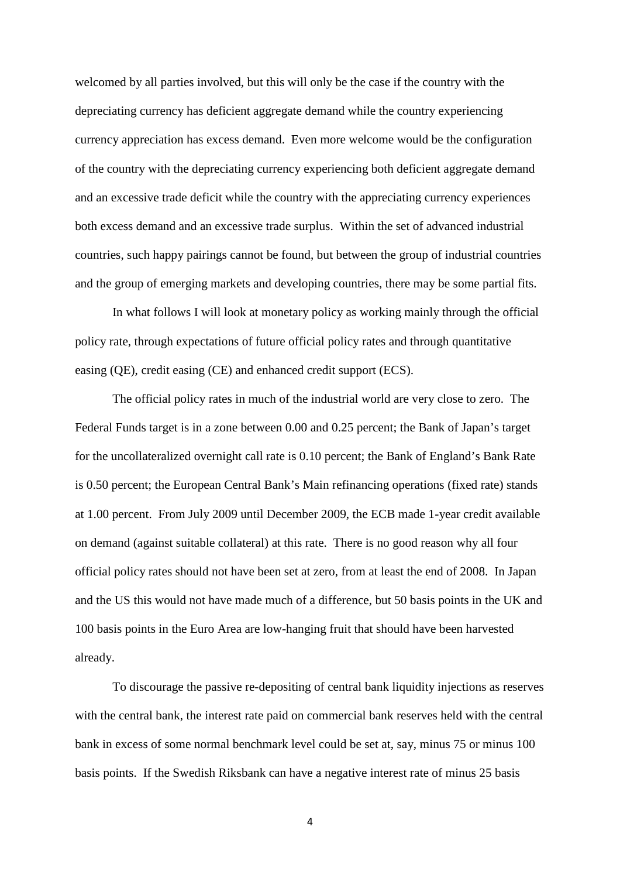welcomed by all parties involved, but this will only be the case if the country with the depreciating currency has deficient aggregate demand while the country experiencing currency appreciation has excess demand. Even more welcome would be the configuration of the country with the depreciating currency experiencing both deficient aggregate demand and an excessive trade deficit while the country with the appreciating currency experiences both excess demand and an excessive trade surplus. Within the set of advanced industrial countries, such happy pairings cannot be found, but between the group of industrial countries and the group of emerging markets and developing countries, there may be some partial fits.

In what follows I will look at monetary policy as working mainly through the official policy rate, through expectations of future official policy rates and through quantitative easing (QE), credit easing (CE) and enhanced credit support (ECS).

The official policy rates in much of the industrial world are very close to zero. The Federal Funds target is in a zone between 0.00 and 0.25 percent; the Bank of Japan's target for the uncollateralized overnight call rate is 0.10 percent; the Bank of England's Bank Rate is 0.50 percent; the European Central Bank's Main refinancing operations (fixed rate) stands at 1.00 percent. From July 2009 until December 2009, the ECB made 1-year credit available on demand (against suitable collateral) at this rate. There is no good reason why all four official policy rates should not have been set at zero, from at least the end of 2008. In Japan and the US this would not have made much of a difference, but 50 basis points in the UK and 100 basis points in the Euro Area are low-hanging fruit that should have been harvested already.

To discourage the passive re-depositing of central bank liquidity injections as reserves with the central bank, the interest rate paid on commercial bank reserves held with the central bank in excess of some normal benchmark level could be set at, say, minus 75 or minus 100 basis points. If the Swedish Riksbank can have a negative interest rate of minus 25 basis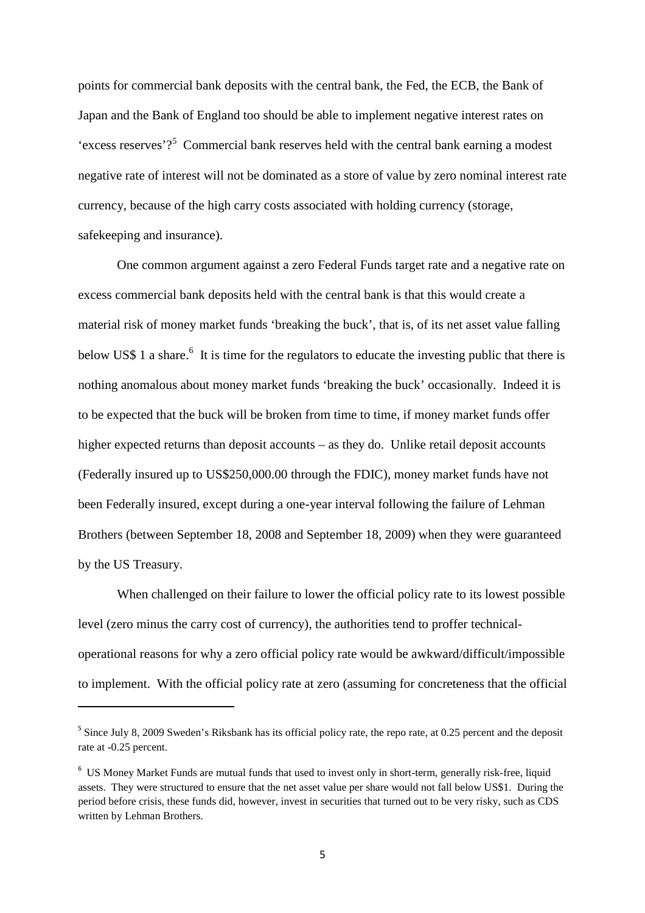points for commercial bank deposits with the central bank, the Fed, the ECB, the Bank of Japan and the Bank of England too should be able to implement negative interest rates on 'excess reserves'?[5] Commercial bank reserves held with the central bank earning a modest negative rate of interest will not be dominated as a store of value by zero nominal interest rate currency, because of the high carry costs associated with holding currency (storage, safekeeping and insurance).

One common argument against a zero Federal Funds target rate and a negative rate on excess commercial bank deposits held with the central bank is that this would create a material risk of money market funds 'breaking the buck', that is, of its net asset value falling below US$ 1 a share.[6] It is time for the regulators to educate the investing public that there is nothing anomalous about money market funds 'breaking the buck' occasionally. Indeed it is to be expected that the buck will be broken from time to time, if money market funds offer higher expected returns than deposit accounts – as they do. Unlike retail deposit accounts (Federally insured up to US$250,000.00 through the FDIC), money market funds have not been Federally insured, except during a one-year interval following the failure of Lehman Brothers (between September 18, 2008 and September 18, 2009) when they were guaranteed by the US Treasury.

When challenged on their failure to lower the official policy rate to its lowest possible level (zero minus the carry cost of currency), the authorities tend to proffer technical-operational reasons for why a zero official policy rate would be awkward/difficult/impossible to implement. With the official policy rate at zero (assuming for concreteness that the official

[5] Since July 8, 2009 Sweden's Riksbank has its official policy rate, the repo rate, at 0.25 percent and the deposit rate at -0.25 percent.

[6] US Money Market Funds are mutual funds that used to invest only in short-term, generally risk-free, liquid assets. They were structured to ensure that the net asset value per share would not fall below US$1. During the period before crisis, these funds did, however, invest in securities that turned out to be very risky, such as CDS written by Lehman Brothers.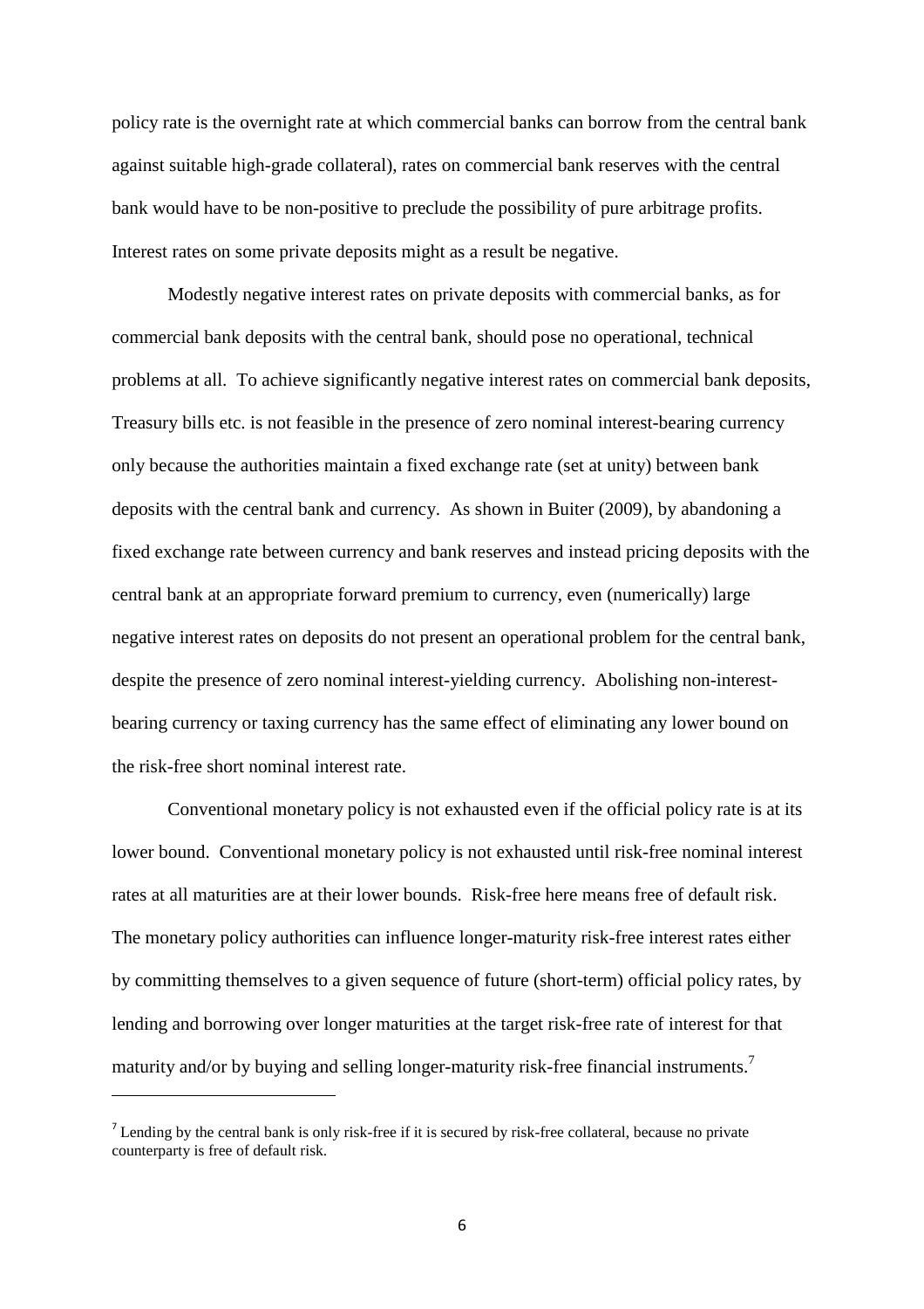policy rate is the overnight rate at which commercial banks can borrow from the central bank against suitable high-grade collateral), rates on commercial bank reserves with the central bank would have to be non-positive to preclude the possibility of pure arbitrage profits. Interest rates on some private deposits might as a result be negative.

Modestly negative interest rates on private deposits with commercial banks, as for commercial bank deposits with the central bank, should pose no operational, technical problems at all. To achieve significantly negative interest rates on commercial bank deposits, Treasury bills etc. is not feasible in the presence of zero nominal interest-bearing currency only because the authorities maintain a fixed exchange rate (set at unity) between bank deposits with the central bank and currency. As shown in Buiter (2009), by abandoning a fixed exchange rate between currency and bank reserves and instead pricing deposits with the central bank at an appropriate forward premium to currency, even (numerically) large negative interest rates on deposits do not present an operational problem for the central bank, despite the presence of zero nominal interest-yielding currency. Abolishing non-interest-bearing currency or taxing currency has the same effect of eliminating any lower bound on the risk-free short nominal interest rate.

Conventional monetary policy is not exhausted even if the official policy rate is at its lower bound. Conventional monetary policy is not exhausted until risk-free nominal interest rates at all maturities are at their lower bounds. Risk-free here means free of default risk. The monetary policy authorities can influence longer-maturity risk-free interest rates either by committing themselves to a given sequence of future (short-term) official policy rates, by lending and borrowing over longer maturities at the target risk-free rate of interest for that maturity and/or by buying and selling longer-maturity risk-free financial instruments.[7]

[7] Lending by the central bank is only risk-free if it is secured by risk-free collateral, because no private counterparty is free of default risk.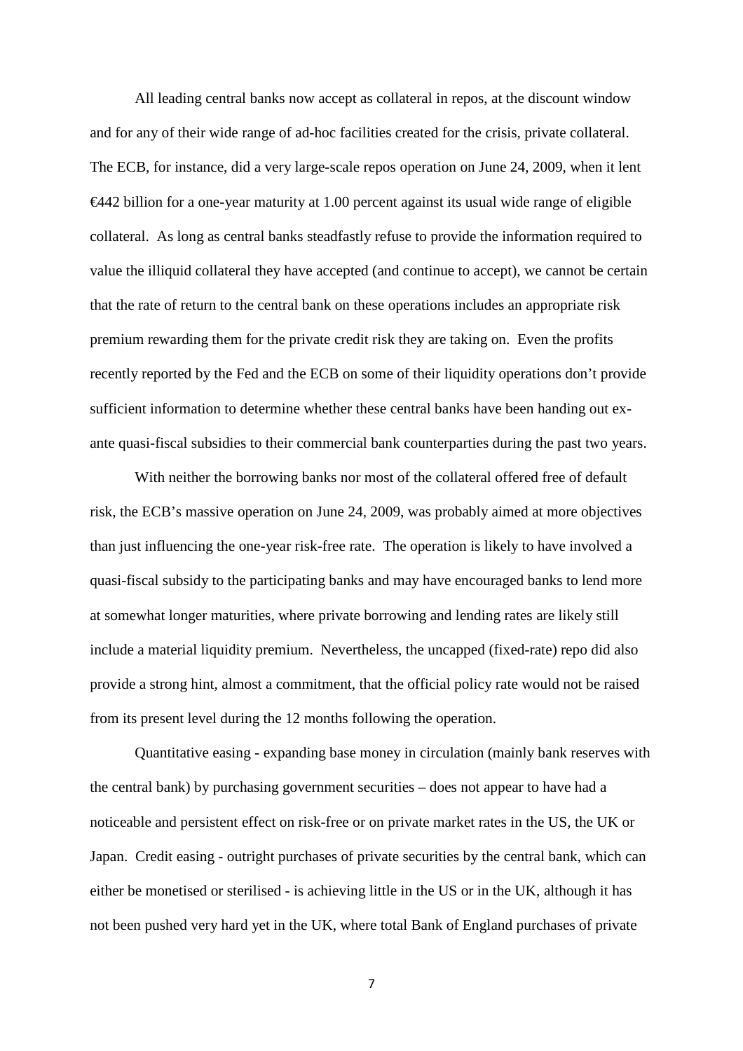All leading central banks now accept as collateral in repos, at the discount window and for any of their wide range of ad-hoc facilities created for the crisis, private collateral. The ECB, for instance, did a very large-scale repos operation on June 24, 2009, when it lent €442 billion for a one-year maturity at 1.00 percent against its usual wide range of eligible collateral. As long as central banks steadfastly refuse to provide the information required to value the illiquid collateral they have accepted (and continue to accept), we cannot be certain that the rate of return to the central bank on these operations includes an appropriate risk premium rewarding them for the private credit risk they are taking on. Even the profits recently reported by the Fed and the ECB on some of their liquidity operations don't provide sufficient information to determine whether these central banks have been handing out ex-ante quasi-fiscal subsidies to their commercial bank counterparties during the past two years.

With neither the borrowing banks nor most of the collateral offered free of default risk, the ECB's massive operation on June 24, 2009, was probably aimed at more objectives than just influencing the one-year risk-free rate. The operation is likely to have involved a quasi-fiscal subsidy to the participating banks and may have encouraged banks to lend more at somewhat longer maturities, where private borrowing and lending rates are likely still include a material liquidity premium. Nevertheless, the uncapped (fixed-rate) repo did also provide a strong hint, almost a commitment, that the official policy rate would not be raised from its present level during the 12 months following the operation.

Quantitative easing - expanding base money in circulation (mainly bank reserves with the central bank) by purchasing government securities – does not appear to have had a noticeable and persistent effect on risk-free or on private market rates in the US, the UK or Japan. Credit easing - outright purchases of private securities by the central bank, which can either be monetised or sterilised - is achieving little in the US or in the UK, although it has not been pushed very hard yet in the UK, where total Bank of England purchases of private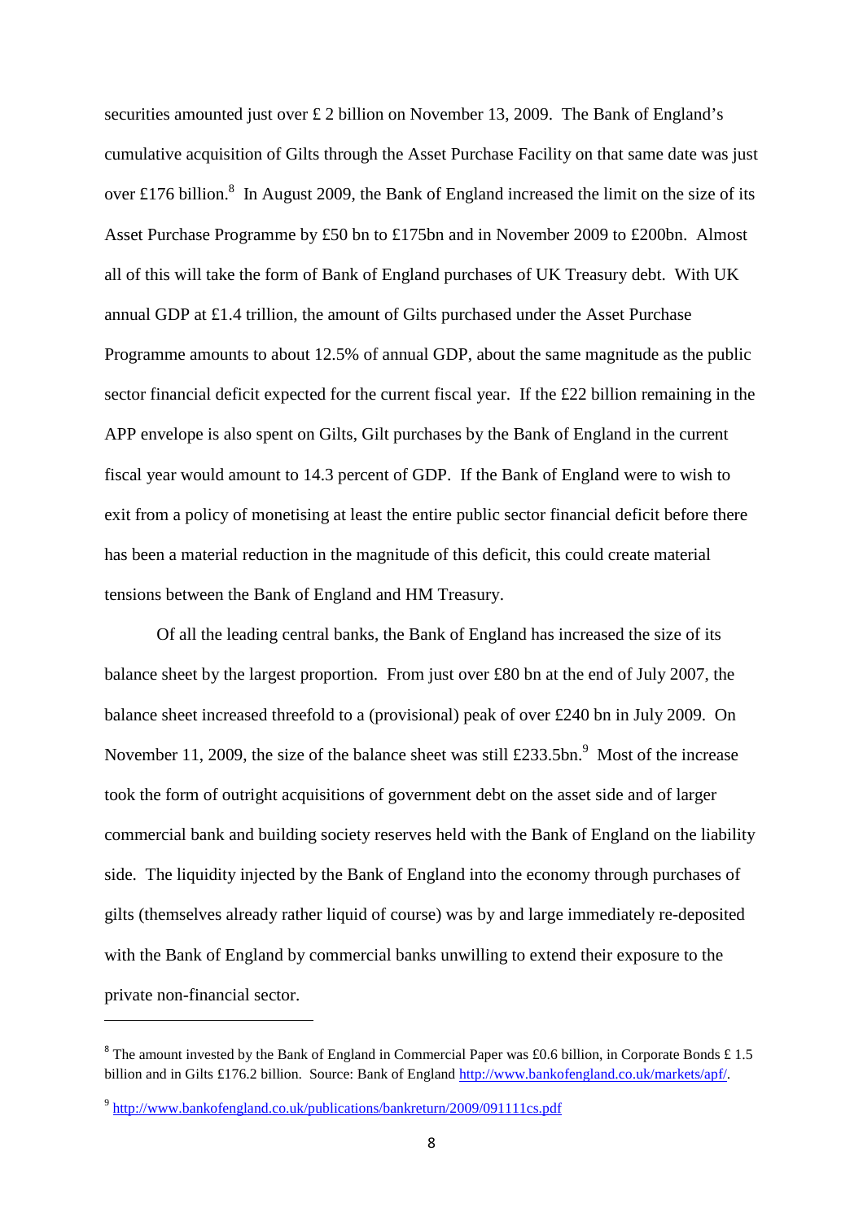securities amounted just over £ 2 billion on November 13, 2009. The Bank of England's cumulative acquisition of Gilts through the Asset Purchase Facility on that same date was just over £176 billion.[8] In August 2009, the Bank of England increased the limit on the size of its Asset Purchase Programme by £50 bn to £175bn and in November 2009 to £200bn. Almost all of this will take the form of Bank of England purchases of UK Treasury debt. With UK annual GDP at £1.4 trillion, the amount of Gilts purchased under the Asset Purchase Programme amounts to about 12.5% of annual GDP, about the same magnitude as the public sector financial deficit expected for the current fiscal year. If the £22 billion remaining in the APP envelope is also spent on Gilts, Gilt purchases by the Bank of England in the current fiscal year would amount to 14.3 percent of GDP. If the Bank of England were to wish to exit from a policy of monetising at least the entire public sector financial deficit before there has been a material reduction in the magnitude of this deficit, this could create material tensions between the Bank of England and HM Treasury.

Of all the leading central banks, the Bank of England has increased the size of its balance sheet by the largest proportion. From just over £80 bn at the end of July 2007, the balance sheet increased threefold to a (provisional) peak of over £240 bn in July 2009. On November 11, 2009, the size of the balance sheet was still £233.5bn.[9] Most of the increase took the form of outright acquisitions of government debt on the asset side and of larger commercial bank and building society reserves held with the Bank of England on the liability side. The liquidity injected by the Bank of England into the economy through purchases of gilts (themselves already rather liquid of course) was by and large immediately re-deposited with the Bank of England by commercial banks unwilling to extend their exposure to the private non-financial sector.

---

[8] The amount invested by the Bank of England in Commercial Paper was £0.6 billion, in Corporate Bonds £ 1.5 billion and in Gilts £176.2 billion. Source: Bank of England http://www.bankofengland.co.uk/markets/apf/.

[9] http://www.bankofengland.co.uk/publications/bankreturn/2009/091111cs.pdf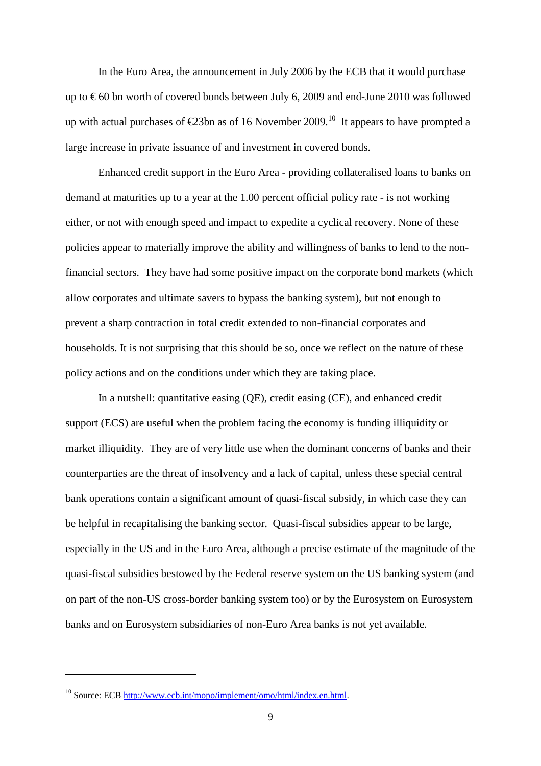In the Euro Area, the announcement in July 2006 by the ECB that it would purchase up to € 60 bn worth of covered bonds between July 6, 2009 and end-June 2010 was followed up with actual purchases of €23bn as of 16 November 2009.[10] It appears to have prompted a large increase in private issuance of and investment in covered bonds.

Enhanced credit support in the Euro Area - providing collateralised loans to banks on demand at maturities up to a year at the 1.00 percent official policy rate - is not working either, or not with enough speed and impact to expedite a cyclical recovery. None of these policies appear to materially improve the ability and willingness of banks to lend to the non-financial sectors. They have had some positive impact on the corporate bond markets (which allow corporates and ultimate savers to bypass the banking system), but not enough to prevent a sharp contraction in total credit extended to non-financial corporates and households. It is not surprising that this should be so, once we reflect on the nature of these policy actions and on the conditions under which they are taking place.

In a nutshell: quantitative easing (QE), credit easing (CE), and enhanced credit support (ECS) are useful when the problem facing the economy is funding illiquidity or market illiquidity. They are of very little use when the dominant concerns of banks and their counterparties are the threat of insolvency and a lack of capital, unless these special central bank operations contain a significant amount of quasi-fiscal subsidy, in which case they can be helpful in recapitalising the banking sector. Quasi-fiscal subsidies appear to be large, especially in the US and in the Euro Area, although a precise estimate of the magnitude of the quasi-fiscal subsidies bestowed by the Federal reserve system on the US banking system (and on part of the non-US cross-border banking system too) or by the Eurosystem on Eurosystem banks and on Eurosystem subsidiaries of non-Euro Area banks is not yet available.

---

[10] Source: ECB http://www.ecb.int/mopo/implement/omo/html/index.en.html.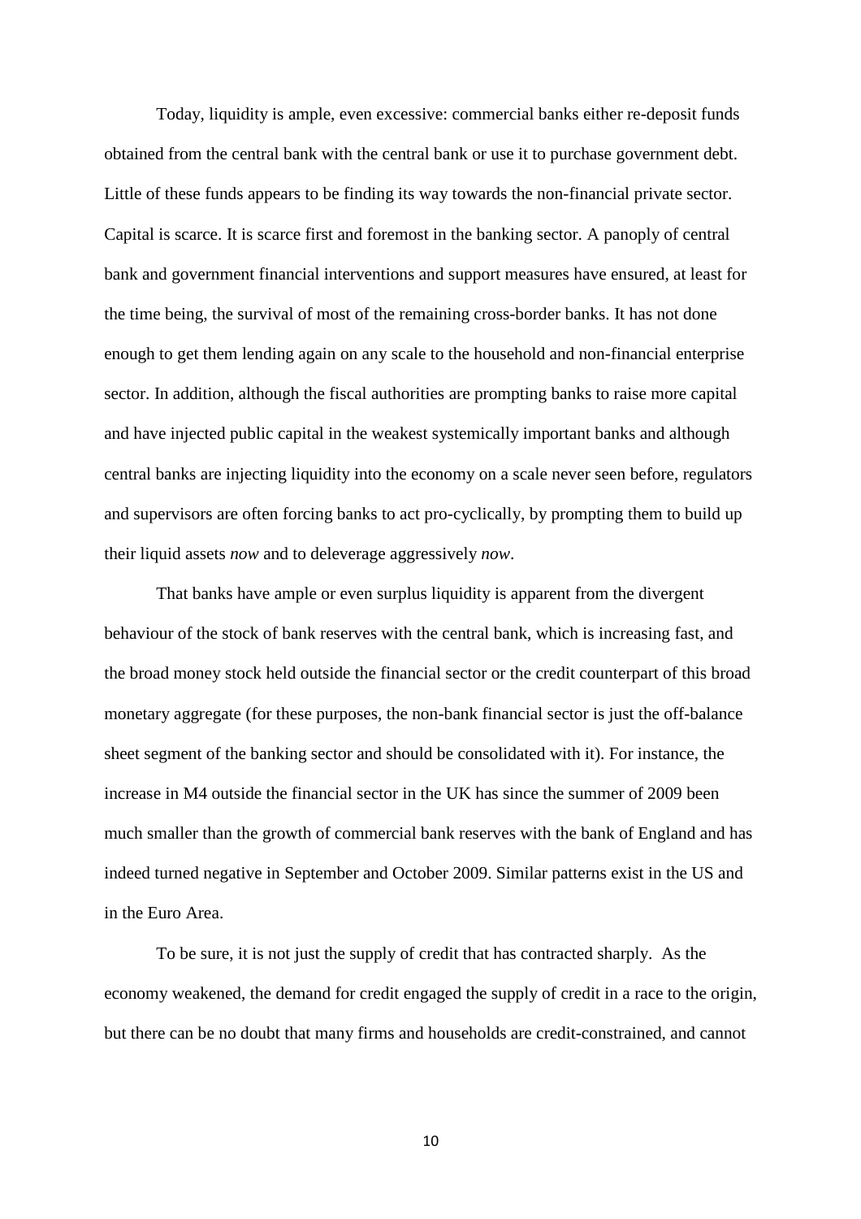Today, liquidity is ample, even excessive: commercial banks either re-deposit funds obtained from the central bank with the central bank or use it to purchase government debt. Little of these funds appears to be finding its way towards the non-financial private sector. Capital is scarce. It is scarce first and foremost in the banking sector. A panoply of central bank and government financial interventions and support measures have ensured, at least for the time being, the survival of most of the remaining cross-border banks. It has not done enough to get them lending again on any scale to the household and non-financial enterprise sector. In addition, although the fiscal authorities are prompting banks to raise more capital and have injected public capital in the weakest systemically important banks and although central banks are injecting liquidity into the economy on a scale never seen before, regulators and supervisors are often forcing banks to act pro-cyclically, by prompting them to build up their liquid assets *now* and to deleverage aggressively *now*.

That banks have ample or even surplus liquidity is apparent from the divergent behaviour of the stock of bank reserves with the central bank, which is increasing fast, and the broad money stock held outside the financial sector or the credit counterpart of this broad monetary aggregate (for these purposes, the non-bank financial sector is just the off-balance sheet segment of the banking sector and should be consolidated with it). For instance, the increase in M4 outside the financial sector in the UK has since the summer of 2009 been much smaller than the growth of commercial bank reserves with the bank of England and has indeed turned negative in September and October 2009. Similar patterns exist in the US and in the Euro Area.

To be sure, it is not just the supply of credit that has contracted sharply. As the economy weakened, the demand for credit engaged the supply of credit in a race to the origin, but there can be no doubt that many firms and households are credit-constrained, and cannot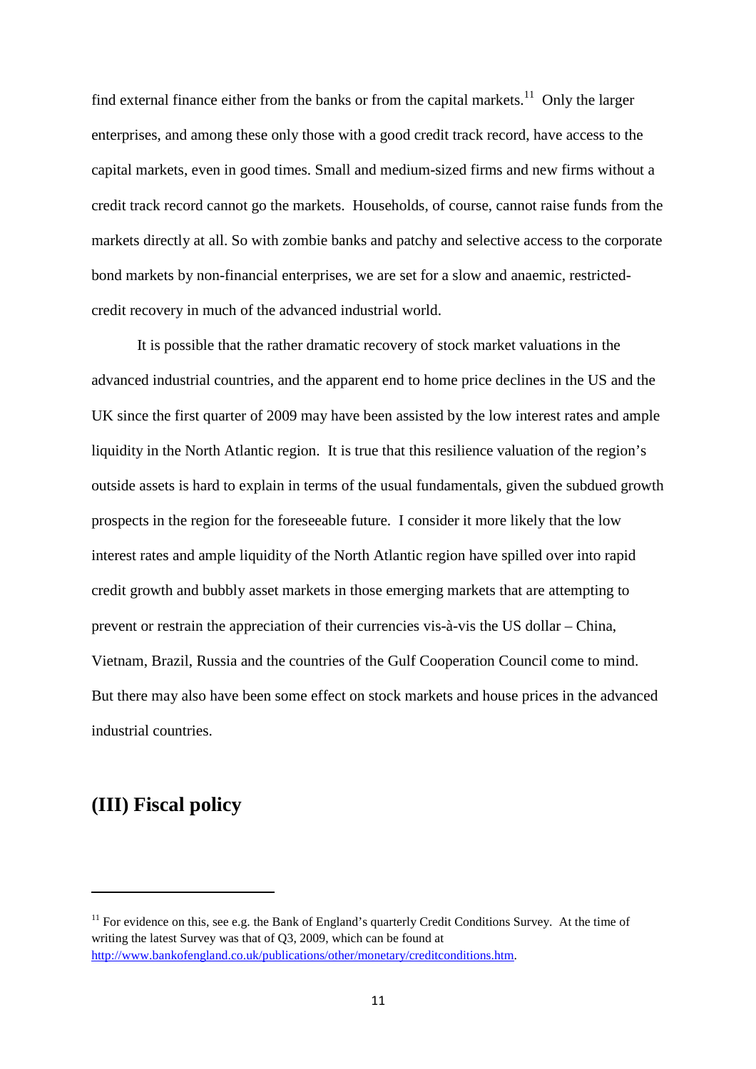find external finance either from the banks or from the capital markets.[11] Only the larger enterprises, and among these only those with a good credit track record, have access to the capital markets, even in good times. Small and medium-sized firms and new firms without a credit track record cannot go the markets. Households, of course, cannot raise funds from the markets directly at all. So with zombie banks and patchy and selective access to the corporate bond markets by non-financial enterprises, we are set for a slow and anaemic, restricted-credit recovery in much of the advanced industrial world.

It is possible that the rather dramatic recovery of stock market valuations in the advanced industrial countries, and the apparent end to home price declines in the US and the UK since the first quarter of 2009 may have been assisted by the low interest rates and ample liquidity in the North Atlantic region. It is true that this resilience valuation of the region's outside assets is hard to explain in terms of the usual fundamentals, given the subdued growth prospects in the region for the foreseeable future. I consider it more likely that the low interest rates and ample liquidity of the North Atlantic region have spilled over into rapid credit growth and bubbly asset markets in those emerging markets that are attempting to prevent or restrain the appreciation of their currencies vis-à-vis the US dollar – China, Vietnam, Brazil, Russia and the countries of the Gulf Cooperation Council come to mind. But there may also have been some effect on stock markets and house prices in the advanced industrial countries.

## (III) Fiscal policy

---

[11] For evidence on this, see e.g. the Bank of England's quarterly Credit Conditions Survey. At the time of writing the latest Survey was that of Q3, 2009, which can be found at http://www.bankofengland.co.uk/publications/other/monetary/creditconditions.htm.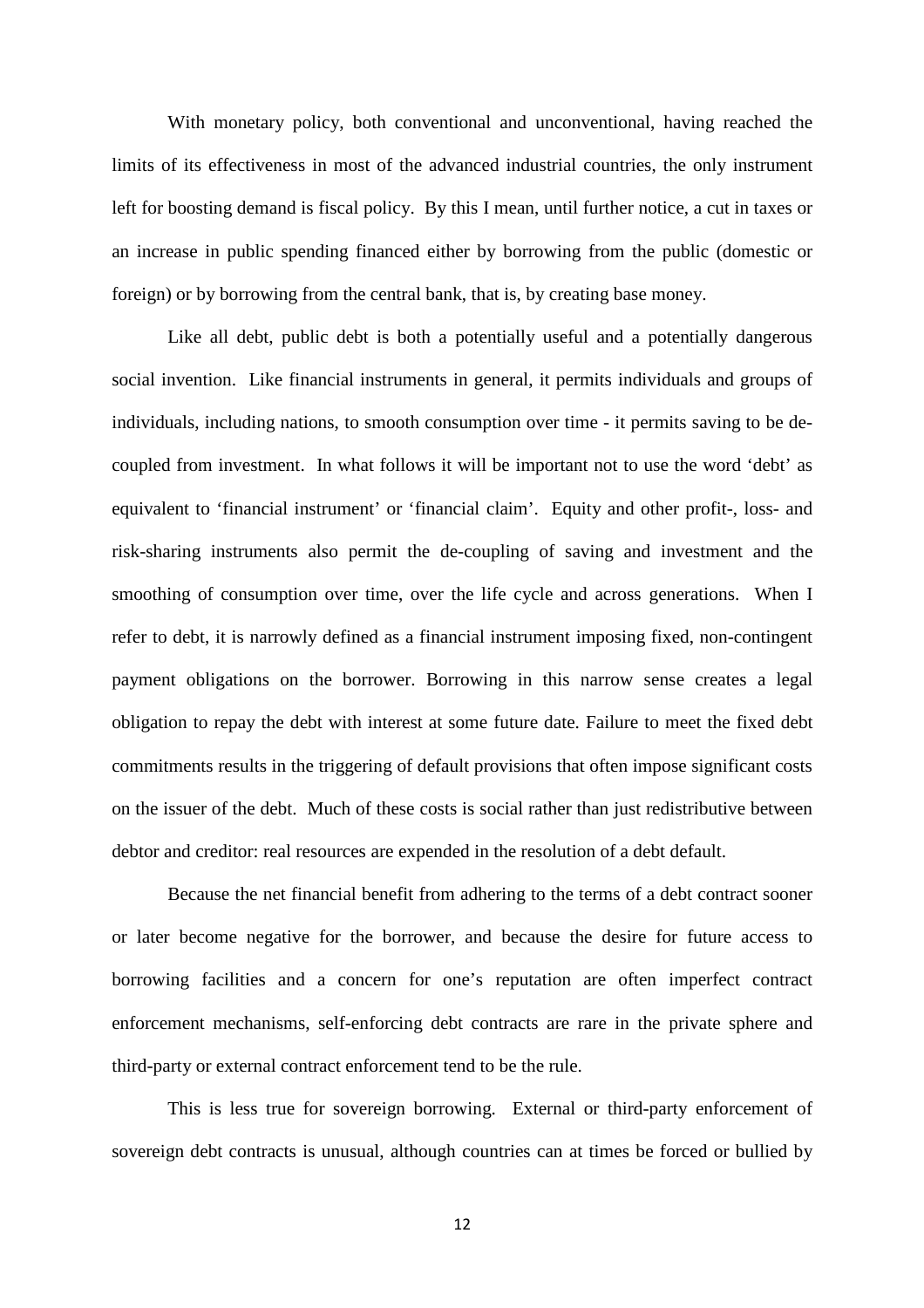With monetary policy, both conventional and unconventional, having reached the limits of its effectiveness in most of the advanced industrial countries, the only instrument left for boosting demand is fiscal policy. By this I mean, until further notice, a cut in taxes or an increase in public spending financed either by borrowing from the public (domestic or foreign) or by borrowing from the central bank, that is, by creating base money.

Like all debt, public debt is both a potentially useful and a potentially dangerous social invention. Like financial instruments in general, it permits individuals and groups of individuals, including nations, to smooth consumption over time - it permits saving to be de-coupled from investment. In what follows it will be important not to use the word 'debt' as equivalent to 'financial instrument' or 'financial claim'. Equity and other profit-, loss- and risk-sharing instruments also permit the de-coupling of saving and investment and the smoothing of consumption over time, over the life cycle and across generations. When I refer to debt, it is narrowly defined as a financial instrument imposing fixed, non-contingent payment obligations on the borrower. Borrowing in this narrow sense creates a legal obligation to repay the debt with interest at some future date. Failure to meet the fixed debt commitments results in the triggering of default provisions that often impose significant costs on the issuer of the debt. Much of these costs is social rather than just redistributive between debtor and creditor: real resources are expended in the resolution of a debt default.

Because the net financial benefit from adhering to the terms of a debt contract sooner or later become negative for the borrower, and because the desire for future access to borrowing facilities and a concern for one's reputation are often imperfect contract enforcement mechanisms, self-enforcing debt contracts are rare in the private sphere and third-party or external contract enforcement tend to be the rule.

This is less true for sovereign borrowing. External or third-party enforcement of sovereign debt contracts is unusual, although countries can at times be forced or bullied by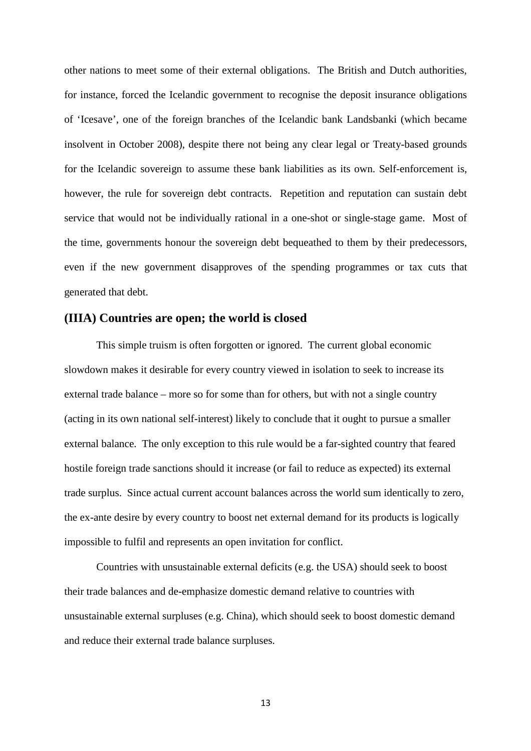other nations to meet some of their external obligations. The British and Dutch authorities, for instance, forced the Icelandic government to recognise the deposit insurance obligations of 'Icesave', one of the foreign branches of the Icelandic bank Landsbanki (which became insolvent in October 2008), despite there not being any clear legal or Treaty-based grounds for the Icelandic sovereign to assume these bank liabilities as its own. Self-enforcement is, however, the rule for sovereign debt contracts. Repetition and reputation can sustain debt service that would not be individually rational in a one-shot or single-stage game. Most of the time, governments honour the sovereign debt bequeathed to them by their predecessors, even if the new government disapproves of the spending programmes or tax cuts that generated that debt.

## (IIIA) Countries are open; the world is closed

This simple truism is often forgotten or ignored. The current global economic slowdown makes it desirable for every country viewed in isolation to seek to increase its external trade balance – more so for some than for others, but with not a single country (acting in its own national self-interest) likely to conclude that it ought to pursue a smaller external balance. The only exception to this rule would be a far-sighted country that feared hostile foreign trade sanctions should it increase (or fail to reduce as expected) its external trade surplus. Since actual current account balances across the world sum identically to zero, the ex-ante desire by every country to boost net external demand for its products is logically impossible to fulfil and represents an open invitation for conflict.

Countries with unsustainable external deficits (e.g. the USA) should seek to boost their trade balances and de-emphasize domestic demand relative to countries with unsustainable external surpluses (e.g. China), which should seek to boost domestic demand and reduce their external trade balance surpluses.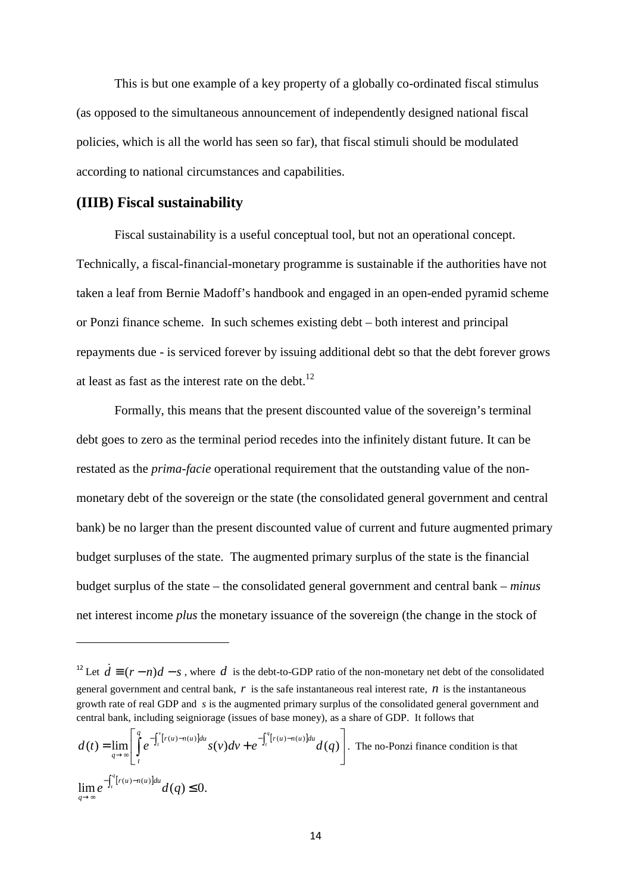This is but one example of a key property of a globally co-ordinated fiscal stimulus (as opposed to the simultaneous announcement of independently designed national fiscal policies, which is all the world has seen so far), that fiscal stimuli should be modulated according to national circumstances and capabilities.

## (IIIB) Fiscal sustainability

Fiscal sustainability is a useful conceptual tool, but not an operational concept. Technically, a fiscal-financial-monetary programme is sustainable if the authorities have not taken a leaf from Bernie Madoff's handbook and engaged in an open-ended pyramid scheme or Ponzi finance scheme. In such schemes existing debt – both interest and principal repayments due - is serviced forever by issuing additional debt so that the debt forever grows at least as fast as the interest rate on the debt.[12]

Formally, this means that the present discounted value of the sovereign's terminal debt goes to zero as the terminal period recedes into the infinitely distant future. It can be restated as the *prima-facie* operational requirement that the outstanding value of the non-monetary debt of the sovereign or the state (the consolidated general government and central bank) be no larger than the present discounted value of current and future augmented primary budget surpluses of the state. The augmented primary surplus of the state is the financial budget surplus of the state – the consolidated general government and central bank – *minus* net interest income *plus* the monetary issuance of the sovereign (the change in the stock of

---

[12] Let $\dot{d} \equiv (r - n)d - s$ , where $d$ is the debt-to-GDP ratio of the non-monetary net debt of the consolidated general government and central bank, $r$ is the safe instantaneous real interest rate, $n$ is the instantaneous growth rate of real GDP and $s$ is the augmented primary surplus of the consolidated general government and central bank, including seigniorage (issues of base money), as a share of GDP. It follows that

$$d(t) = \lim_{q \to \infty} \left[ \int_t^q e^{-\int_t^v [r(u)-n(u)]du} s(v)dv + e^{-\int_t^q [r(u)-n(u)]du} d(q) \right].$$ The no-Ponzi finance condition is that

$$\lim_{q \to \infty} e^{-\int_t^q [r(u)-n(u)]du} d(q) \leq 0.$$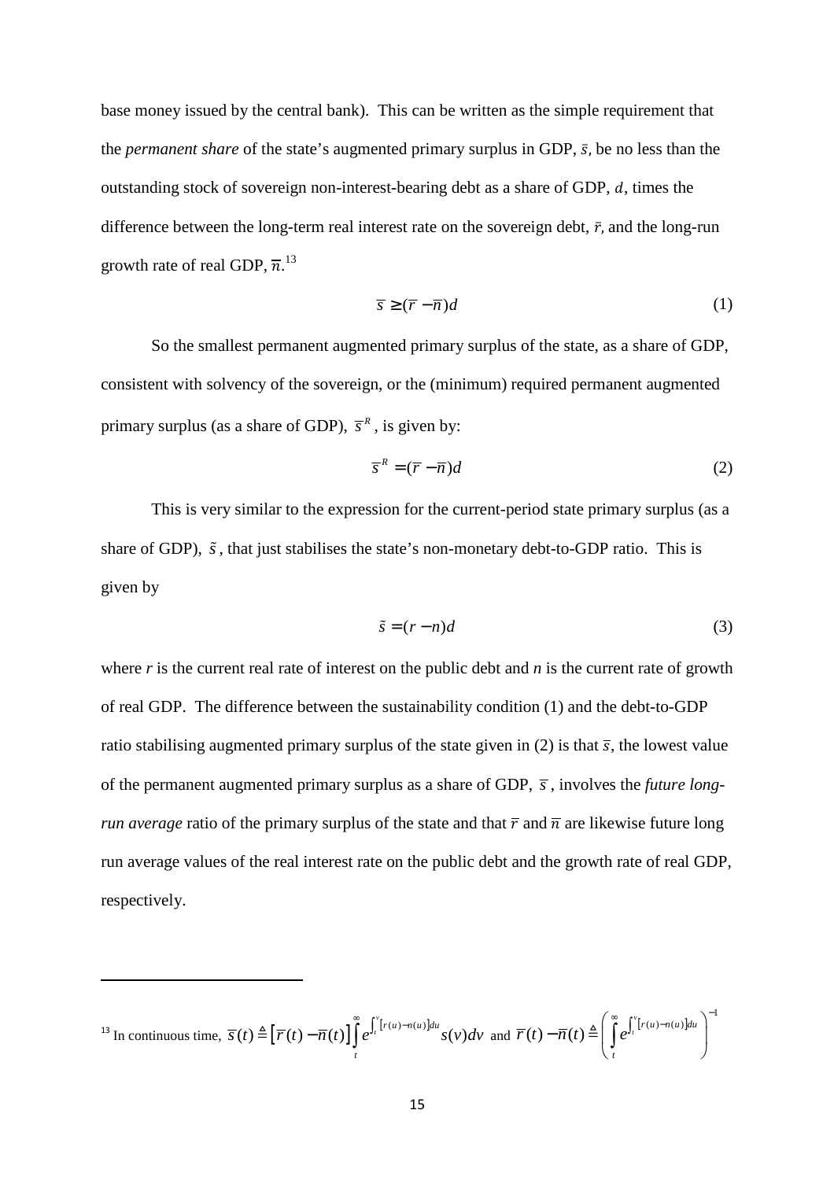base money issued by the central bank). This can be written as the simple requirement that the *permanent share* of the state's augmented primary surplus in GDP, $\bar{s}$, be no less than the outstanding stock of sovereign non-interest-bearing debt as a share of GDP, $d$, times the difference between the long-term real interest rate on the sovereign debt, $\bar{r}$, and the long-run growth rate of real GDP, $\bar{n}$.[13]

$$\bar{s} \geq (\bar{r} - \bar{n})d \tag{1}$$

So the smallest permanent augmented primary surplus of the state, as a share of GDP, consistent with solvency of the sovereign, or the (minimum) required permanent augmented primary surplus (as a share of GDP), $\bar{s}^R$, is given by:

$$\bar{s}^R = (\bar{r} - \bar{n})d \tag{2}$$

This is very similar to the expression for the current-period state primary surplus (as a share of GDP), $\tilde{s}$, that just stabilises the state's non-monetary debt-to-GDP ratio. This is given by

$$\tilde{s} = (r - n)d \tag{3}$$

where $r$ is the current real rate of interest on the public debt and $n$ is the current rate of growth of real GDP. The difference between the sustainability condition (1) and the debt-to-GDP ratio stabilising augmented primary surplus of the state given in (2) is that $\bar{s}$, the lowest value of the permanent augmented primary surplus as a share of GDP, $\bar{s}$, involves the *future long-run average* ratio of the primary surplus of the state and that $\bar{r}$ and $\bar{n}$ are likewise future long run average values of the real interest rate on the public debt and the growth rate of real GDP, respectively.

---

[13] In continuous time, $\bar{s}(t) \triangleq \left[\bar{r}(t) - \bar{n}(t)\right]\int_t^{\infty} e^{\int_t^v [r(u)-n(u)]du} s(v)dv$ and $\bar{r}(t) - \bar{n}(t) \triangleq \left(\int_t^{\infty} e^{\int_t^v [r(u)-n(u)]du}\right)^{-1}$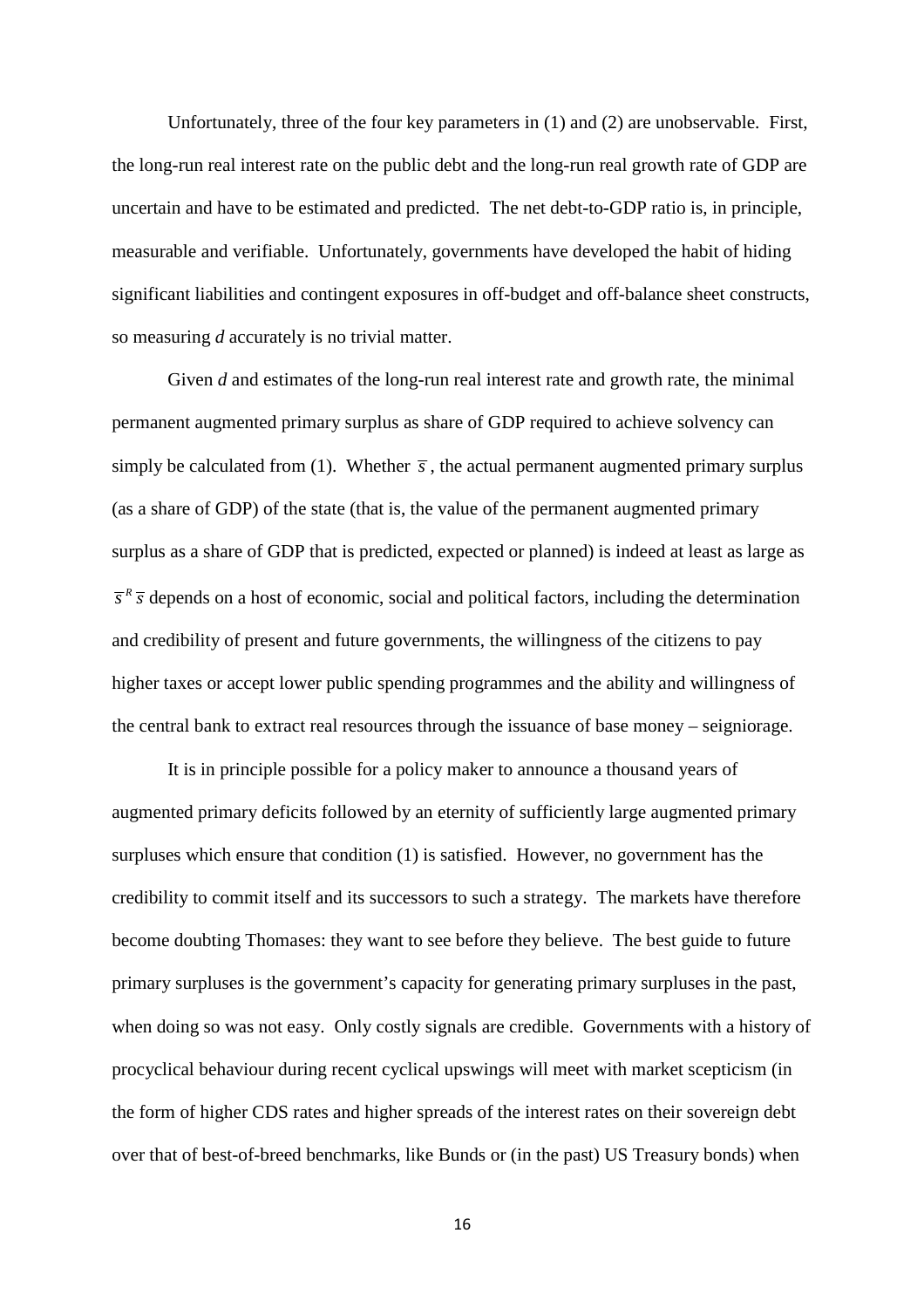Unfortunately, three of the four key parameters in (1) and (2) are unobservable. First, the long-run real interest rate on the public debt and the long-run real growth rate of GDP are uncertain and have to be estimated and predicted. The net debt-to-GDP ratio is, in principle, measurable and verifiable. Unfortunately, governments have developed the habit of hiding significant liabilities and contingent exposures in off-budget and off-balance sheet constructs, so measuring *d* accurately is no trivial matter.

Given *d* and estimates of the long-run real interest rate and growth rate, the minimal permanent augmented primary surplus as share of GDP required to achieve solvency can simply be calculated from (1). Whether $\bar{s}$, the actual permanent augmented primary surplus (as a share of GDP) of the state (that is, the value of the permanent augmented primary surplus as a share of GDP that is predicted, expected or planned) is indeed at least as large as $\bar{s}^R \bar{s}$ depends on a host of economic, social and political factors, including the determination and credibility of present and future governments, the willingness of the citizens to pay higher taxes or accept lower public spending programmes and the ability and willingness of the central bank to extract real resources through the issuance of base money – seigniorage.

It is in principle possible for a policy maker to announce a thousand years of augmented primary deficits followed by an eternity of sufficiently large augmented primary surpluses which ensure that condition (1) is satisfied. However, no government has the credibility to commit itself and its successors to such a strategy. The markets have therefore become doubting Thomases: they want to see before they believe. The best guide to future primary surpluses is the government's capacity for generating primary surpluses in the past, when doing so was not easy. Only costly signals are credible. Governments with a history of procyclical behaviour during recent cyclical upswings will meet with market scepticism (in the form of higher CDS rates and higher spreads of the interest rates on their sovereign debt over that of best-of-breed benchmarks, like Bunds or (in the past) US Treasury bonds) when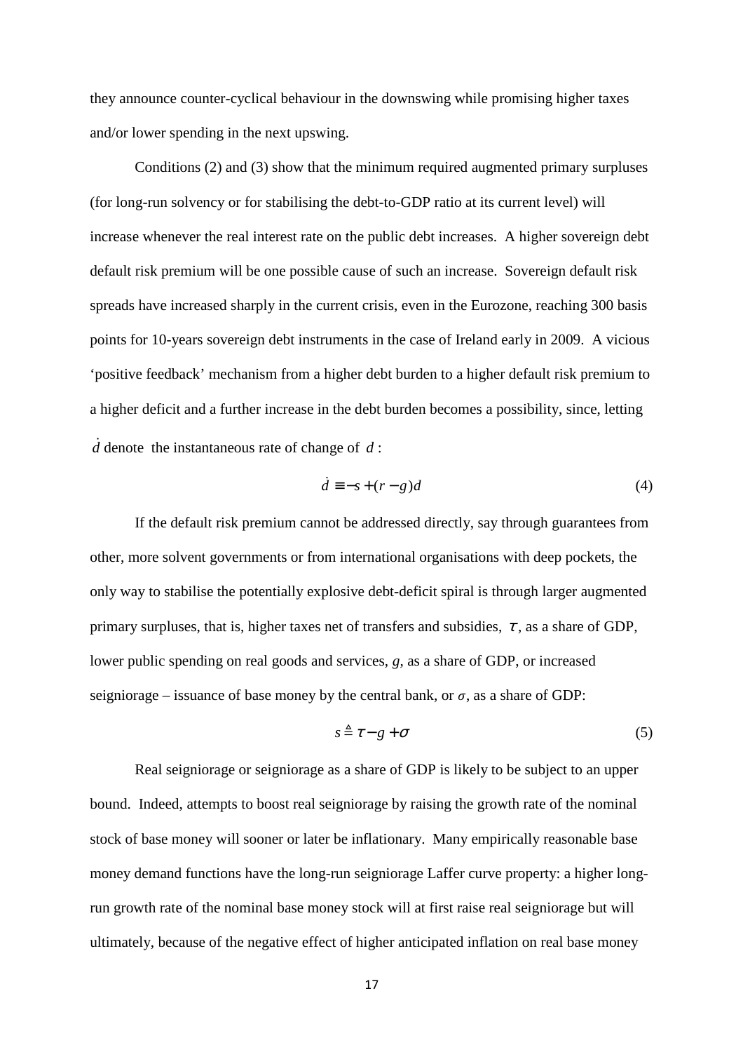they announce counter-cyclical behaviour in the downswing while promising higher taxes and/or lower spending in the next upswing.

Conditions (2) and (3) show that the minimum required augmented primary surpluses (for long-run solvency or for stabilising the debt-to-GDP ratio at its current level) will increase whenever the real interest rate on the public debt increases. A higher sovereign debt default risk premium will be one possible cause of such an increase. Sovereign default risk spreads have increased sharply in the current crisis, even in the Eurozone, reaching 300 basis points for 10-years sovereign debt instruments in the case of Ireland early in 2009. A vicious 'positive feedback' mechanism from a higher debt burden to a higher default risk premium to a higher deficit and a further increase in the debt burden becomes a possibility, since, letting $\dot{d}$ denote the instantaneous rate of change of $d$:

$$\dot{d} \equiv -s + (r - g)d \tag{4}$$

If the default risk premium cannot be addressed directly, say through guarantees from other, more solvent governments or from international organisations with deep pockets, the only way to stabilise the potentially explosive debt-deficit spiral is through larger augmented primary surpluses, that is, higher taxes net of transfers and subsidies, $\tau$, as a share of GDP, lower public spending on real goods and services, $g$, as a share of GDP, or increased seigniorage – issuance of base money by the central bank, or $\sigma$, as a share of GDP:

$$s \triangleq \tau - g + \sigma \tag{5}$$

Real seigniorage or seigniorage as a share of GDP is likely to be subject to an upper bound. Indeed, attempts to boost real seigniorage by raising the growth rate of the nominal stock of base money will sooner or later be inflationary. Many empirically reasonable base money demand functions have the long-run seigniorage Laffer curve property: a higher long-run growth rate of the nominal base money stock will at first raise real seigniorage but will ultimately, because of the negative effect of higher anticipated inflation on real base money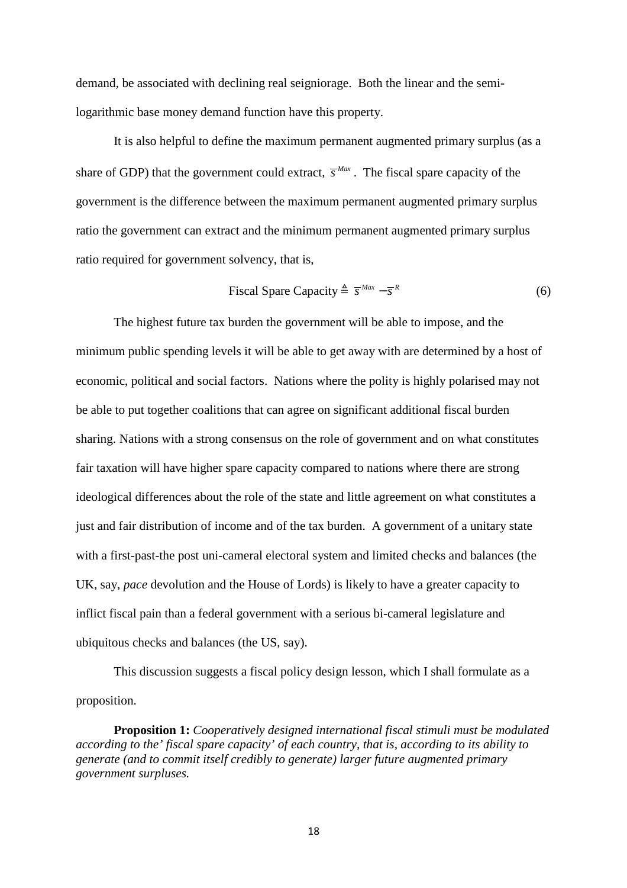demand, be associated with declining real seigniorage. Both the linear and the semi-logarithmic base money demand function have this property.

It is also helpful to define the maximum permanent augmented primary surplus (as a share of GDP) that the government could extract, $\bar{s}^{Max}$. The fiscal spare capacity of the government is the difference between the maximum permanent augmented primary surplus ratio the government can extract and the minimum permanent augmented primary surplus ratio required for government solvency, that is,

$$\text{Fiscal Spare Capacity} \triangleq \bar{s}^{Max} - \bar{s}^{R} \tag{6}$$

The highest future tax burden the government will be able to impose, and the minimum public spending levels it will be able to get away with are determined by a host of economic, political and social factors. Nations where the polity is highly polarised may not be able to put together coalitions that can agree on significant additional fiscal burden sharing. Nations with a strong consensus on the role of government and on what constitutes fair taxation will have higher spare capacity compared to nations where there are strong ideological differences about the role of the state and little agreement on what constitutes a just and fair distribution of income and of the tax burden. A government of a unitary state with a first-past-the post uni-cameral electoral system and limited checks and balances (the UK, say, *pace* devolution and the House of Lords) is likely to have a greater capacity to inflict fiscal pain than a federal government with a serious bi-cameral legislature and ubiquitous checks and balances (the US, say).

This discussion suggests a fiscal policy design lesson, which I shall formulate as a proposition.

**Proposition 1:** *Cooperatively designed international fiscal stimuli must be modulated according to the' fiscal spare capacity' of each country, that is, according to its ability to generate (and to commit itself credibly to generate) larger future augmented primary government surpluses.*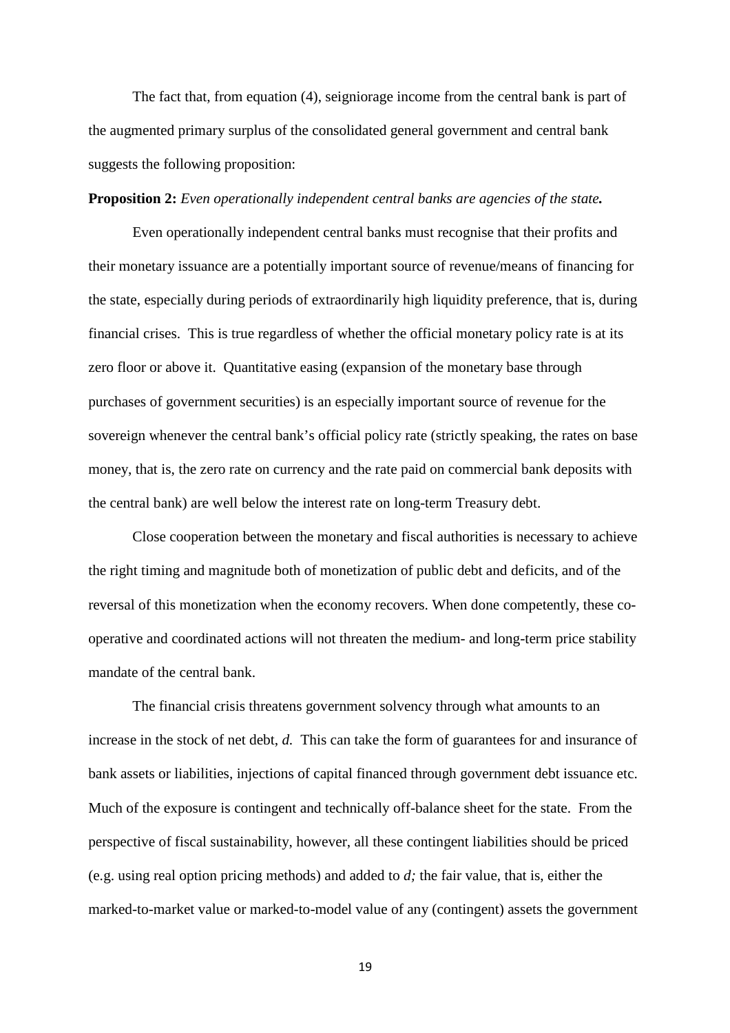The fact that, from equation (4), seigniorage income from the central bank is part of the augmented primary surplus of the consolidated general government and central bank suggests the following proposition:

**Proposition 2:** *Even operationally independent central banks are agencies of the state.*

Even operationally independent central banks must recognise that their profits and their monetary issuance are a potentially important source of revenue/means of financing for the state, especially during periods of extraordinarily high liquidity preference, that is, during financial crises. This is true regardless of whether the official monetary policy rate is at its zero floor or above it. Quantitative easing (expansion of the monetary base through purchases of government securities) is an especially important source of revenue for the sovereign whenever the central bank's official policy rate (strictly speaking, the rates on base money, that is, the zero rate on currency and the rate paid on commercial bank deposits with the central bank) are well below the interest rate on long-term Treasury debt.

Close cooperation between the monetary and fiscal authorities is necessary to achieve the right timing and magnitude both of monetization of public debt and deficits, and of the reversal of this monetization when the economy recovers. When done competently, these co-operative and coordinated actions will not threaten the medium- and long-term price stability mandate of the central bank.

The financial crisis threatens government solvency through what amounts to an increase in the stock of net debt, $d$. This can take the form of guarantees for and insurance of bank assets or liabilities, injections of capital financed through government debt issuance etc. Much of the exposure is contingent and technically off-balance sheet for the state. From the perspective of fiscal sustainability, however, all these contingent liabilities should be priced (e.g. using real option pricing methods) and added to $d$; the fair value, that is, either the marked-to-market value or marked-to-model value of any (contingent) assets the government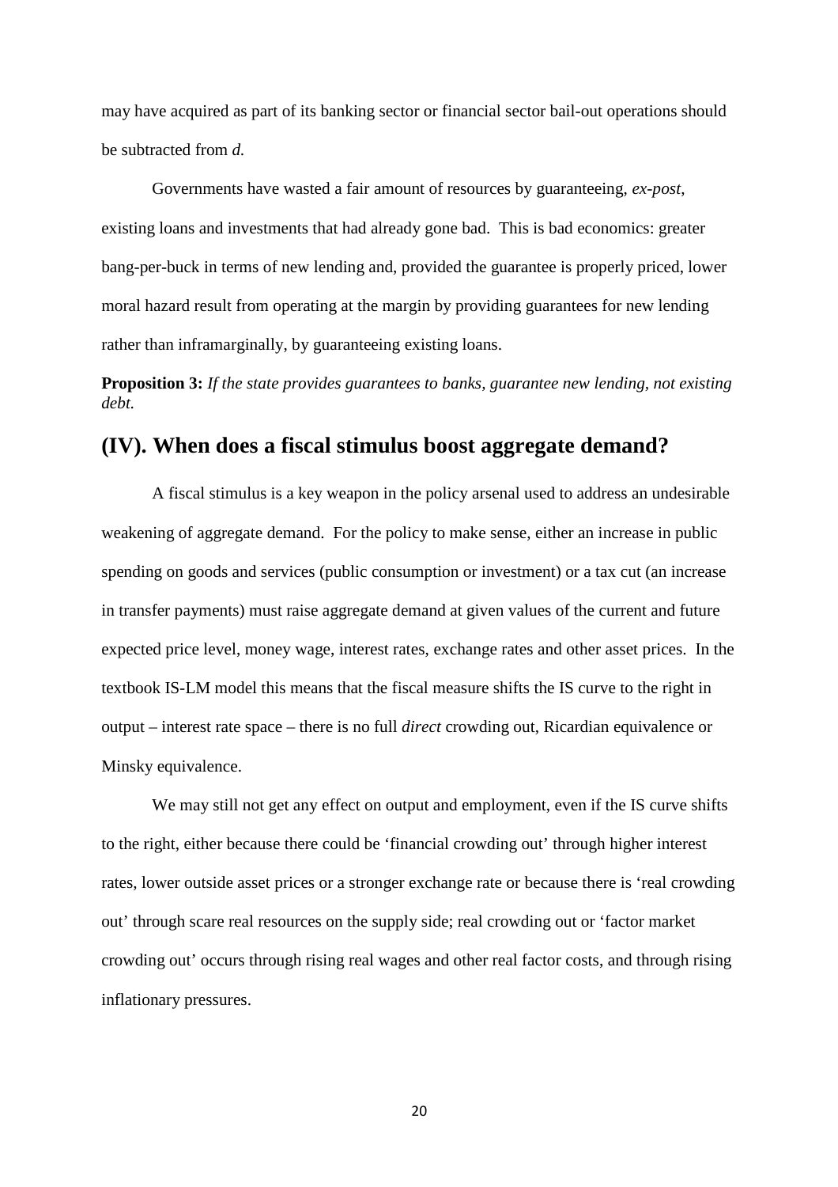may have acquired as part of its banking sector or financial sector bail-out operations should be subtracted from *d*.

Governments have wasted a fair amount of resources by guaranteeing, *ex-post*, existing loans and investments that had already gone bad. This is bad economics: greater bang-per-buck in terms of new lending and, provided the guarantee is properly priced, lower moral hazard result from operating at the margin by providing guarantees for new lending rather than inframarginally, by guaranteeing existing loans.

**Proposition 3:** *If the state provides guarantees to banks, guarantee new lending, not existing debt.*

## (IV). When does a fiscal stimulus boost aggregate demand?

A fiscal stimulus is a key weapon in the policy arsenal used to address an undesirable weakening of aggregate demand. For the policy to make sense, either an increase in public spending on goods and services (public consumption or investment) or a tax cut (an increase in transfer payments) must raise aggregate demand at given values of the current and future expected price level, money wage, interest rates, exchange rates and other asset prices. In the textbook IS-LM model this means that the fiscal measure shifts the IS curve to the right in output – interest rate space – there is no full *direct* crowding out, Ricardian equivalence or Minsky equivalence.

We may still not get any effect on output and employment, even if the IS curve shifts to the right, either because there could be 'financial crowding out' through higher interest rates, lower outside asset prices or a stronger exchange rate or because there is 'real crowding out' through scare real resources on the supply side; real crowding out or 'factor market crowding out' occurs through rising real wages and other real factor costs, and through rising inflationary pressures.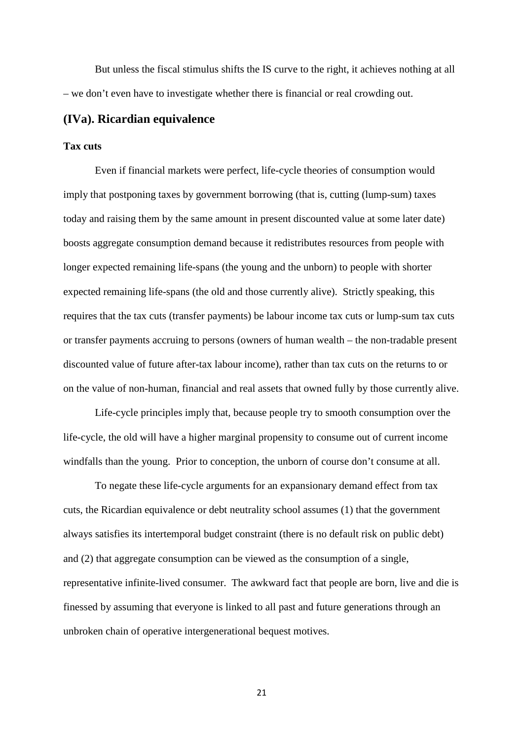But unless the fiscal stimulus shifts the IS curve to the right, it achieves nothing at all – we don't even have to investigate whether there is financial or real crowding out.

## (IVa). Ricardian equivalence

**Tax cuts**

Even if financial markets were perfect, life-cycle theories of consumption would imply that postponing taxes by government borrowing (that is, cutting (lump-sum) taxes today and raising them by the same amount in present discounted value at some later date) boosts aggregate consumption demand because it redistributes resources from people with longer expected remaining life-spans (the young and the unborn) to people with shorter expected remaining life-spans (the old and those currently alive). Strictly speaking, this requires that the tax cuts (transfer payments) be labour income tax cuts or lump-sum tax cuts or transfer payments accruing to persons (owners of human wealth – the non-tradable present discounted value of future after-tax labour income), rather than tax cuts on the returns to or on the value of non-human, financial and real assets that owned fully by those currently alive.

Life-cycle principles imply that, because people try to smooth consumption over the life-cycle, the old will have a higher marginal propensity to consume out of current income windfalls than the young. Prior to conception, the unborn of course don't consume at all.

To negate these life-cycle arguments for an expansionary demand effect from tax cuts, the Ricardian equivalence or debt neutrality school assumes (1) that the government always satisfies its intertemporal budget constraint (there is no default risk on public debt) and (2) that aggregate consumption can be viewed as the consumption of a single, representative infinite-lived consumer. The awkward fact that people are born, live and die is finessed by assuming that everyone is linked to all past and future generations through an unbroken chain of operative intergenerational bequest motives.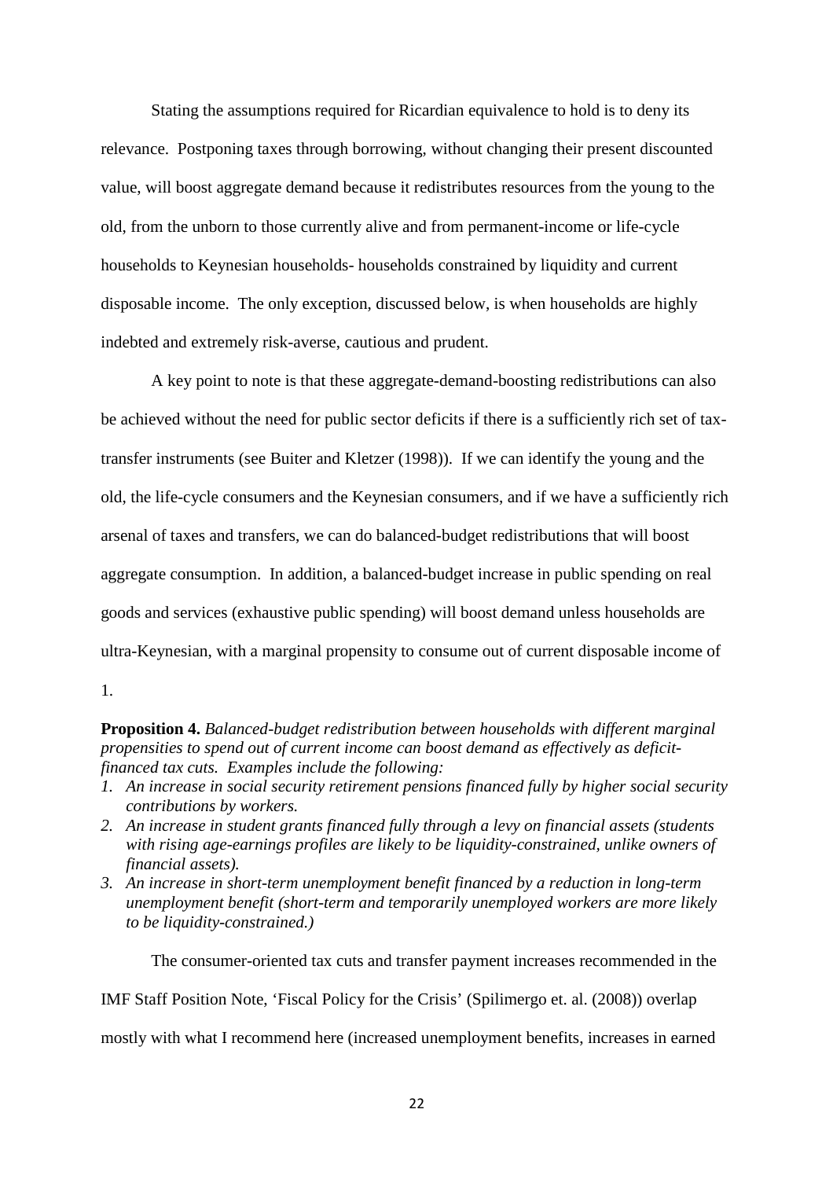Stating the assumptions required for Ricardian equivalence to hold is to deny its relevance. Postponing taxes through borrowing, without changing their present discounted value, will boost aggregate demand because it redistributes resources from the young to the old, from the unborn to those currently alive and from permanent-income or life-cycle households to Keynesian households- households constrained by liquidity and current disposable income. The only exception, discussed below, is when households are highly indebted and extremely risk-averse, cautious and prudent.

A key point to note is that these aggregate-demand-boosting redistributions can also be achieved without the need for public sector deficits if there is a sufficiently rich set of tax-transfer instruments (see Buiter and Kletzer (1998)). If we can identify the young and the old, the life-cycle consumers and the Keynesian consumers, and if we have a sufficiently rich arsenal of taxes and transfers, we can do balanced-budget redistributions that will boost aggregate consumption. In addition, a balanced-budget increase in public spending on real goods and services (exhaustive public spending) will boost demand unless households are ultra-Keynesian, with a marginal propensity to consume out of current disposable income of 1.

**Proposition 4.** *Balanced-budget redistribution between households with different marginal propensities to spend out of current income can boost demand as effectively as deficit-financed tax cuts. Examples include the following:*

1. *An increase in social security retirement pensions financed fully by higher social security contributions by workers.*
2. *An increase in student grants financed fully through a levy on financial assets (students with rising age-earnings profiles are likely to be liquidity-constrained, unlike owners of financial assets).*
3. *An increase in short-term unemployment benefit financed by a reduction in long-term unemployment benefit (short-term and temporarily unemployed workers are more likely to be liquidity-constrained.)*

The consumer-oriented tax cuts and transfer payment increases recommended in the IMF Staff Position Note, 'Fiscal Policy for the Crisis' (Spilimergo et. al. (2008)) overlap mostly with what I recommend here (increased unemployment benefits, increases in earned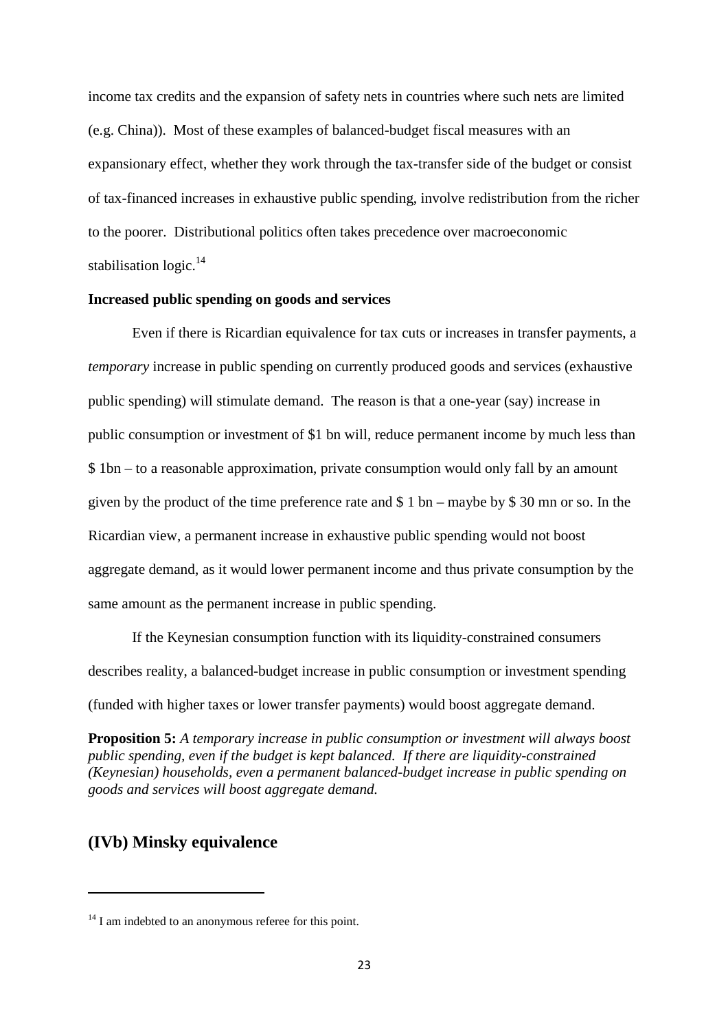income tax credits and the expansion of safety nets in countries where such nets are limited (e.g. China)). Most of these examples of balanced-budget fiscal measures with an expansionary effect, whether they work through the tax-transfer side of the budget or consist of tax-financed increases in exhaustive public spending, involve redistribution from the richer to the poorer. Distributional politics often takes precedence over macroeconomic stabilisation logic.[14]

**Increased public spending on goods and services**

Even if there is Ricardian equivalence for tax cuts or increases in transfer payments, a *temporary* increase in public spending on currently produced goods and services (exhaustive public spending) will stimulate demand. The reason is that a one-year (say) increase in public consumption or investment of $1 bn will, reduce permanent income by much less than $ 1bn – to a reasonable approximation, private consumption would only fall by an amount given by the product of the time preference rate and $ 1 bn – maybe by $ 30 mn or so. In the Ricardian view, a permanent increase in exhaustive public spending would not boost aggregate demand, as it would lower permanent income and thus private consumption by the same amount as the permanent increase in public spending.

If the Keynesian consumption function with its liquidity-constrained consumers describes reality, a balanced-budget increase in public consumption or investment spending (funded with higher taxes or lower transfer payments) would boost aggregate demand.

**Proposition 5:** *A temporary increase in public consumption or investment will always boost public spending, even if the budget is kept balanced. If there are liquidity-constrained (Keynesian) households, even a permanent balanced-budget increase in public spending on goods and services will boost aggregate demand.*

## (IVb) Minsky equivalence

---

[14] I am indebted to an anonymous referee for this point.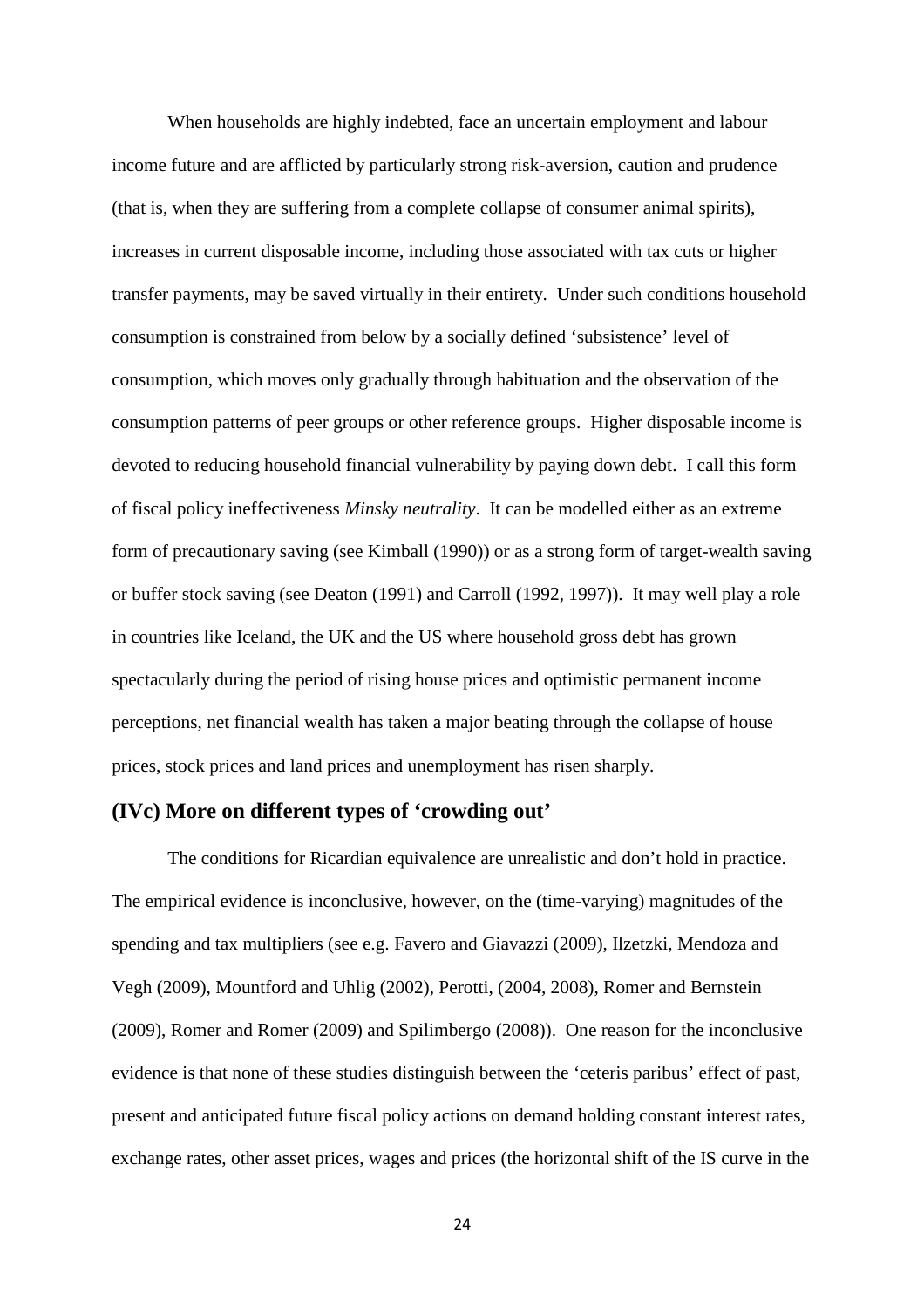When households are highly indebted, face an uncertain employment and labour income future and are afflicted by particularly strong risk-aversion, caution and prudence (that is, when they are suffering from a complete collapse of consumer animal spirits), increases in current disposable income, including those associated with tax cuts or higher transfer payments, may be saved virtually in their entirety. Under such conditions household consumption is constrained from below by a socially defined 'subsistence' level of consumption, which moves only gradually through habituation and the observation of the consumption patterns of peer groups or other reference groups. Higher disposable income is devoted to reducing household financial vulnerability by paying down debt. I call this form of fiscal policy ineffectiveness *Minsky neutrality*. It can be modelled either as an extreme form of precautionary saving (see Kimball (1990)) or as a strong form of target-wealth saving or buffer stock saving (see Deaton (1991) and Carroll (1992, 1997)). It may well play a role in countries like Iceland, the UK and the US where household gross debt has grown spectacularly during the period of rising house prices and optimistic permanent income perceptions, net financial wealth has taken a major beating through the collapse of house prices, stock prices and land prices and unemployment has risen sharply.

### (IVc) More on different types of 'crowding out'

The conditions for Ricardian equivalence are unrealistic and don't hold in practice. The empirical evidence is inconclusive, however, on the (time-varying) magnitudes of the spending and tax multipliers (see e.g. Favero and Giavazzi (2009), Ilzetzki, Mendoza and Vegh (2009), Mountford and Uhlig (2002), Perotti, (2004, 2008), Romer and Bernstein (2009), Romer and Romer (2009) and Spilimbergo (2008)). One reason for the inconclusive evidence is that none of these studies distinguish between the 'ceteris paribus' effect of past, present and anticipated future fiscal policy actions on demand holding constant interest rates, exchange rates, other asset prices, wages and prices (the horizontal shift of the IS curve in the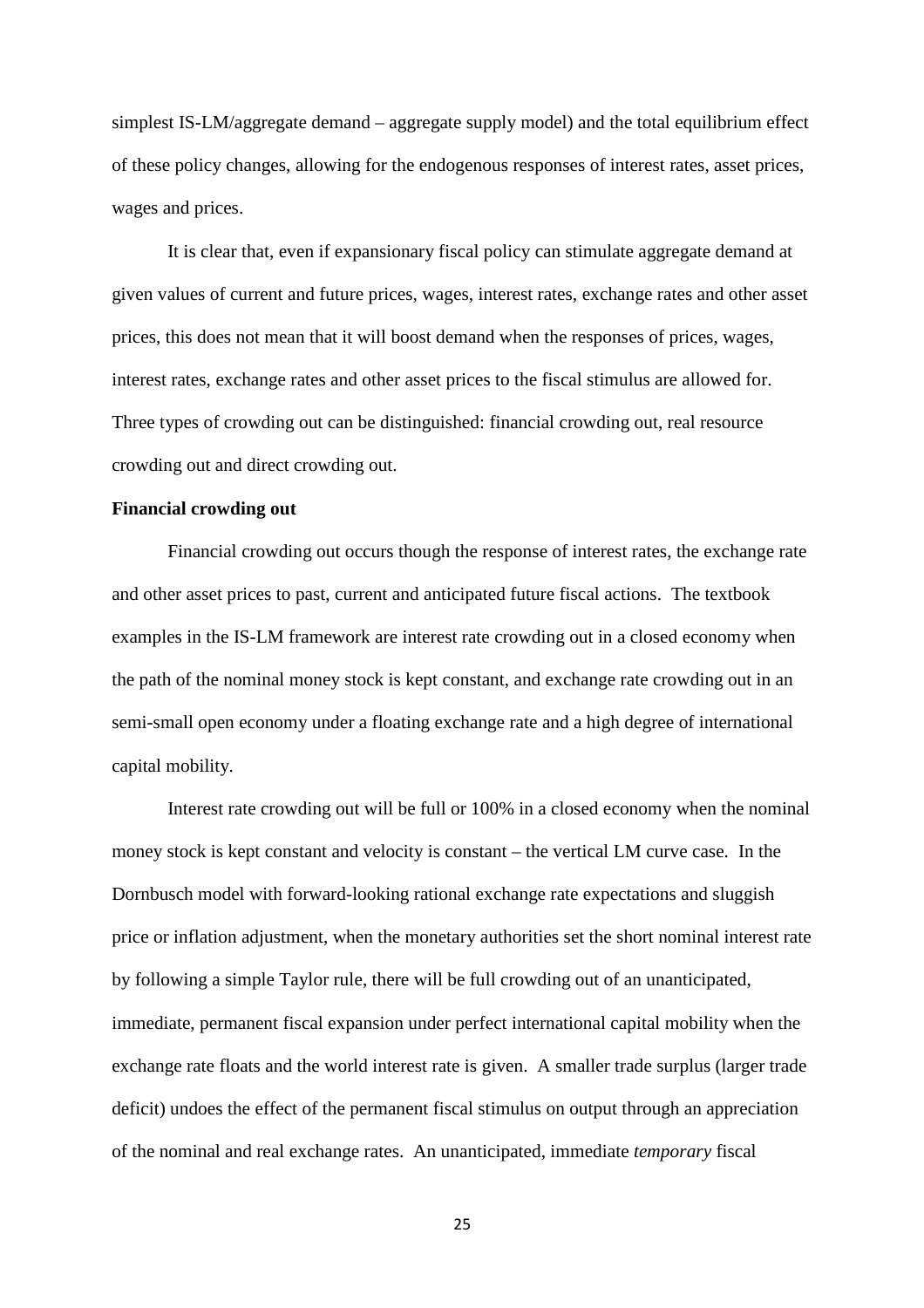simplest IS-LM/aggregate demand – aggregate supply model) and the total equilibrium effect of these policy changes, allowing for the endogenous responses of interest rates, asset prices, wages and prices.

It is clear that, even if expansionary fiscal policy can stimulate aggregate demand at given values of current and future prices, wages, interest rates, exchange rates and other asset prices, this does not mean that it will boost demand when the responses of prices, wages, interest rates, exchange rates and other asset prices to the fiscal stimulus are allowed for. Three types of crowding out can be distinguished: financial crowding out, real resource crowding out and direct crowding out.

**Financial crowding out**

Financial crowding out occurs though the response of interest rates, the exchange rate and other asset prices to past, current and anticipated future fiscal actions. The textbook examples in the IS-LM framework are interest rate crowding out in a closed economy when the path of the nominal money stock is kept constant, and exchange rate crowding out in an semi-small open economy under a floating exchange rate and a high degree of international capital mobility.

Interest rate crowding out will be full or 100% in a closed economy when the nominal money stock is kept constant and velocity is constant – the vertical LM curve case. In the Dornbusch model with forward-looking rational exchange rate expectations and sluggish price or inflation adjustment, when the monetary authorities set the short nominal interest rate by following a simple Taylor rule, there will be full crowding out of an unanticipated, immediate, permanent fiscal expansion under perfect international capital mobility when the exchange rate floats and the world interest rate is given. A smaller trade surplus (larger trade deficit) undoes the effect of the permanent fiscal stimulus on output through an appreciation of the nominal and real exchange rates. An unanticipated, immediate *temporary* fiscal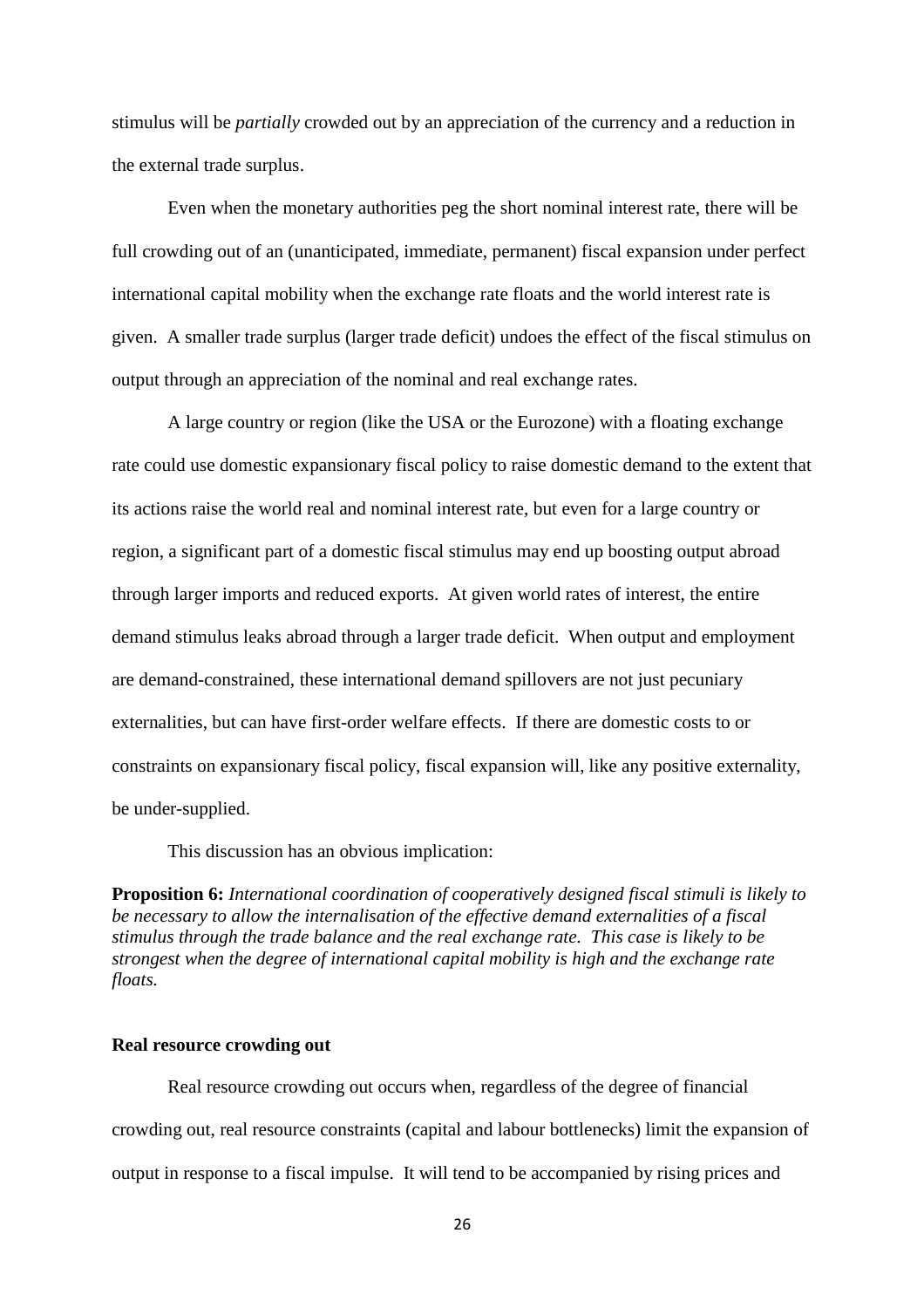stimulus will be *partially* crowded out by an appreciation of the currency and a reduction in the external trade surplus.

Even when the monetary authorities peg the short nominal interest rate, there will be full crowding out of an (unanticipated, immediate, permanent) fiscal expansion under perfect international capital mobility when the exchange rate floats and the world interest rate is given. A smaller trade surplus (larger trade deficit) undoes the effect of the fiscal stimulus on output through an appreciation of the nominal and real exchange rates.

A large country or region (like the USA or the Eurozone) with a floating exchange rate could use domestic expansionary fiscal policy to raise domestic demand to the extent that its actions raise the world real and nominal interest rate, but even for a large country or region, a significant part of a domestic fiscal stimulus may end up boosting output abroad through larger imports and reduced exports. At given world rates of interest, the entire demand stimulus leaks abroad through a larger trade deficit. When output and employment are demand-constrained, these international demand spillovers are not just pecuniary externalities, but can have first-order welfare effects. If there are domestic costs to or constraints on expansionary fiscal policy, fiscal expansion will, like any positive externality, be under-supplied.

This discussion has an obvious implication:

**Proposition 6:** *International coordination of cooperatively designed fiscal stimuli is likely to be necessary to allow the internalisation of the effective demand externalities of a fiscal stimulus through the trade balance and the real exchange rate. This case is likely to be strongest when the degree of international capital mobility is high and the exchange rate floats.*

**Real resource crowding out**

Real resource crowding out occurs when, regardless of the degree of financial crowding out, real resource constraints (capital and labour bottlenecks) limit the expansion of output in response to a fiscal impulse. It will tend to be accompanied by rising prices and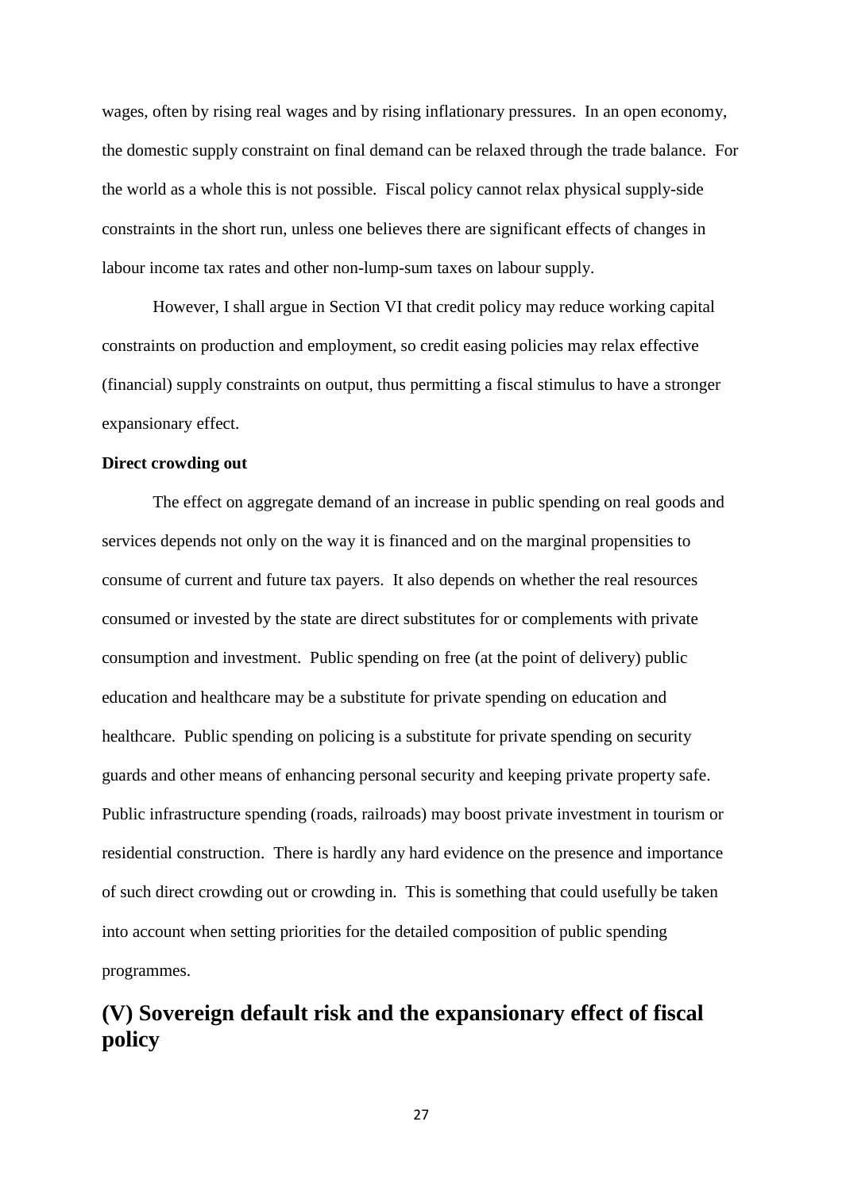wages, often by rising real wages and by rising inflationary pressures. In an open economy, the domestic supply constraint on final demand can be relaxed through the trade balance. For the world as a whole this is not possible. Fiscal policy cannot relax physical supply-side constraints in the short run, unless one believes there are significant effects of changes in labour income tax rates and other non-lump-sum taxes on labour supply.

However, I shall argue in Section VI that credit policy may reduce working capital constraints on production and employment, so credit easing policies may relax effective (financial) supply constraints on output, thus permitting a fiscal stimulus to have a stronger expansionary effect.

**Direct crowding out**

The effect on aggregate demand of an increase in public spending on real goods and services depends not only on the way it is financed and on the marginal propensities to consume of current and future tax payers. It also depends on whether the real resources consumed or invested by the state are direct substitutes for or complements with private consumption and investment. Public spending on free (at the point of delivery) public education and healthcare may be a substitute for private spending on education and healthcare. Public spending on policing is a substitute for private spending on security guards and other means of enhancing personal security and keeping private property safe. Public infrastructure spending (roads, railroads) may boost private investment in tourism or residential construction. There is hardly any hard evidence on the presence and importance of such direct crowding out or crowding in. This is something that could usefully be taken into account when setting priorities for the detailed composition of public spending programmes.

# (V) Sovereign default risk and the expansionary effect of fiscal policy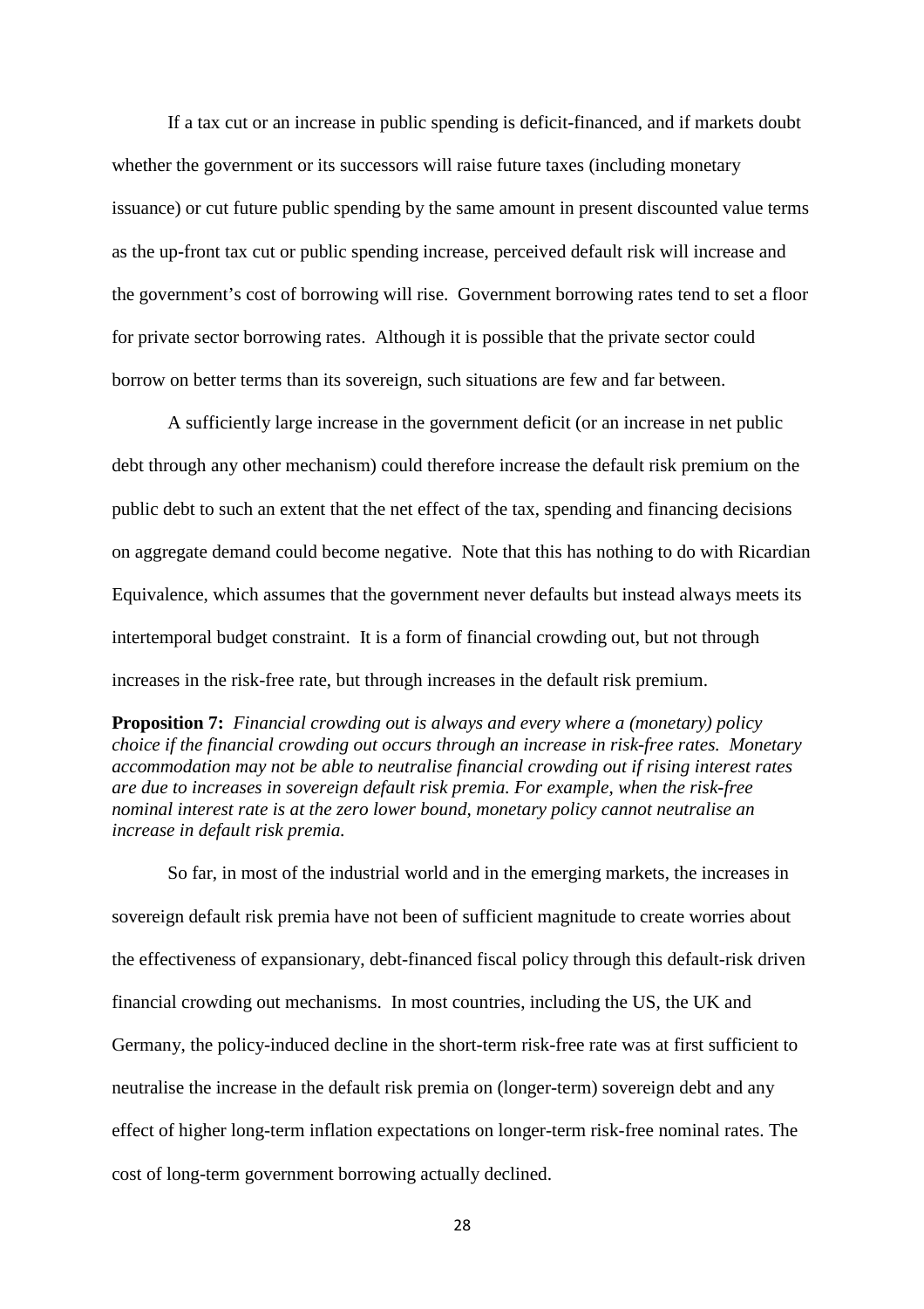If a tax cut or an increase in public spending is deficit-financed, and if markets doubt whether the government or its successors will raise future taxes (including monetary issuance) or cut future public spending by the same amount in present discounted value terms as the up-front tax cut or public spending increase, perceived default risk will increase and the government's cost of borrowing will rise. Government borrowing rates tend to set a floor for private sector borrowing rates. Although it is possible that the private sector could borrow on better terms than its sovereign, such situations are few and far between.

A sufficiently large increase in the government deficit (or an increase in net public debt through any other mechanism) could therefore increase the default risk premium on the public debt to such an extent that the net effect of the tax, spending and financing decisions on aggregate demand could become negative. Note that this has nothing to do with Ricardian Equivalence, which assumes that the government never defaults but instead always meets its intertemporal budget constraint. It is a form of financial crowding out, but not through increases in the risk-free rate, but through increases in the default risk premium.

**Proposition 7:** *Financial crowding out is always and every where a (monetary) policy choice if the financial crowding out occurs through an increase in risk-free rates. Monetary accommodation may not be able to neutralise financial crowding out if rising interest rates are due to increases in sovereign default risk premia. For example, when the risk-free nominal interest rate is at the zero lower bound, monetary policy cannot neutralise an increase in default risk premia.*

So far, in most of the industrial world and in the emerging markets, the increases in sovereign default risk premia have not been of sufficient magnitude to create worries about the effectiveness of expansionary, debt-financed fiscal policy through this default-risk driven financial crowding out mechanisms. In most countries, including the US, the UK and Germany, the policy-induced decline in the short-term risk-free rate was at first sufficient to neutralise the increase in the default risk premia on (longer-term) sovereign debt and any effect of higher long-term inflation expectations on longer-term risk-free nominal rates. The cost of long-term government borrowing actually declined.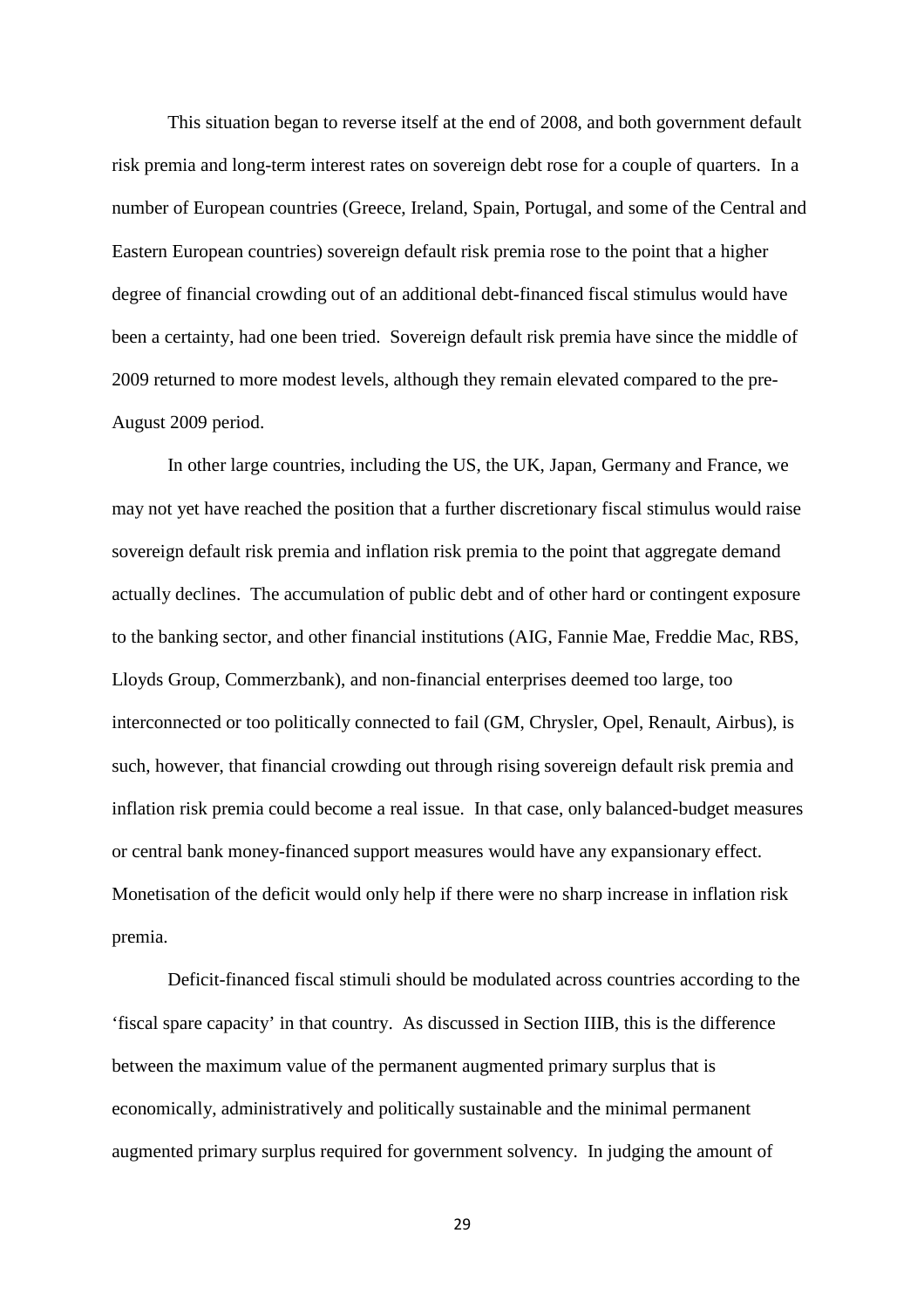This situation began to reverse itself at the end of 2008, and both government default risk premia and long-term interest rates on sovereign debt rose for a couple of quarters. In a number of European countries (Greece, Ireland, Spain, Portugal, and some of the Central and Eastern European countries) sovereign default risk premia rose to the point that a higher degree of financial crowding out of an additional debt-financed fiscal stimulus would have been a certainty, had one been tried. Sovereign default risk premia have since the middle of 2009 returned to more modest levels, although they remain elevated compared to the pre-August 2009 period.

In other large countries, including the US, the UK, Japan, Germany and France, we may not yet have reached the position that a further discretionary fiscal stimulus would raise sovereign default risk premia and inflation risk premia to the point that aggregate demand actually declines. The accumulation of public debt and of other hard or contingent exposure to the banking sector, and other financial institutions (AIG, Fannie Mae, Freddie Mac, RBS, Lloyds Group, Commerzbank), and non-financial enterprises deemed too large, too interconnected or too politically connected to fail (GM, Chrysler, Opel, Renault, Airbus), is such, however, that financial crowding out through rising sovereign default risk premia and inflation risk premia could become a real issue. In that case, only balanced-budget measures or central bank money-financed support measures would have any expansionary effect. Monetisation of the deficit would only help if there were no sharp increase in inflation risk premia.

Deficit-financed fiscal stimuli should be modulated across countries according to the 'fiscal spare capacity' in that country. As discussed in Section IIIB, this is the difference between the maximum value of the permanent augmented primary surplus that is economically, administratively and politically sustainable and the minimal permanent augmented primary surplus required for government solvency. In judging the amount of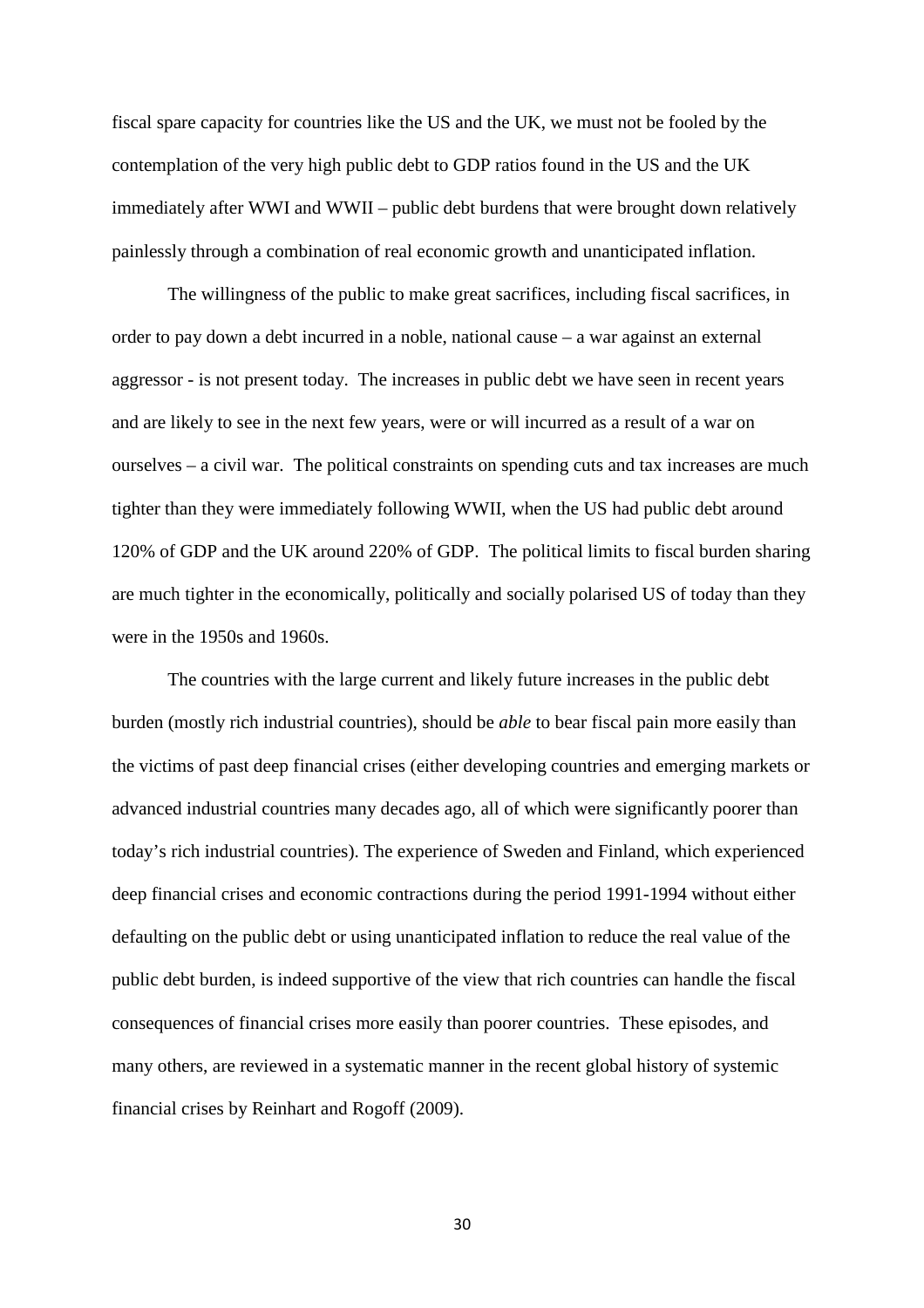fiscal spare capacity for countries like the US and the UK, we must not be fooled by the contemplation of the very high public debt to GDP ratios found in the US and the UK immediately after WWI and WWII – public debt burdens that were brought down relatively painlessly through a combination of real economic growth and unanticipated inflation.

The willingness of the public to make great sacrifices, including fiscal sacrifices, in order to pay down a debt incurred in a noble, national cause – a war against an external aggressor - is not present today. The increases in public debt we have seen in recent years and are likely to see in the next few years, were or will incurred as a result of a war on ourselves – a civil war. The political constraints on spending cuts and tax increases are much tighter than they were immediately following WWII, when the US had public debt around 120% of GDP and the UK around 220% of GDP. The political limits to fiscal burden sharing are much tighter in the economically, politically and socially polarised US of today than they were in the 1950s and 1960s.

The countries with the large current and likely future increases in the public debt burden (mostly rich industrial countries), should be *able* to bear fiscal pain more easily than the victims of past deep financial crises (either developing countries and emerging markets or advanced industrial countries many decades ago, all of which were significantly poorer than today's rich industrial countries). The experience of Sweden and Finland, which experienced deep financial crises and economic contractions during the period 1991-1994 without either defaulting on the public debt or using unanticipated inflation to reduce the real value of the public debt burden, is indeed supportive of the view that rich countries can handle the fiscal consequences of financial crises more easily than poorer countries. These episodes, and many others, are reviewed in a systematic manner in the recent global history of systemic financial crises by Reinhart and Rogoff (2009).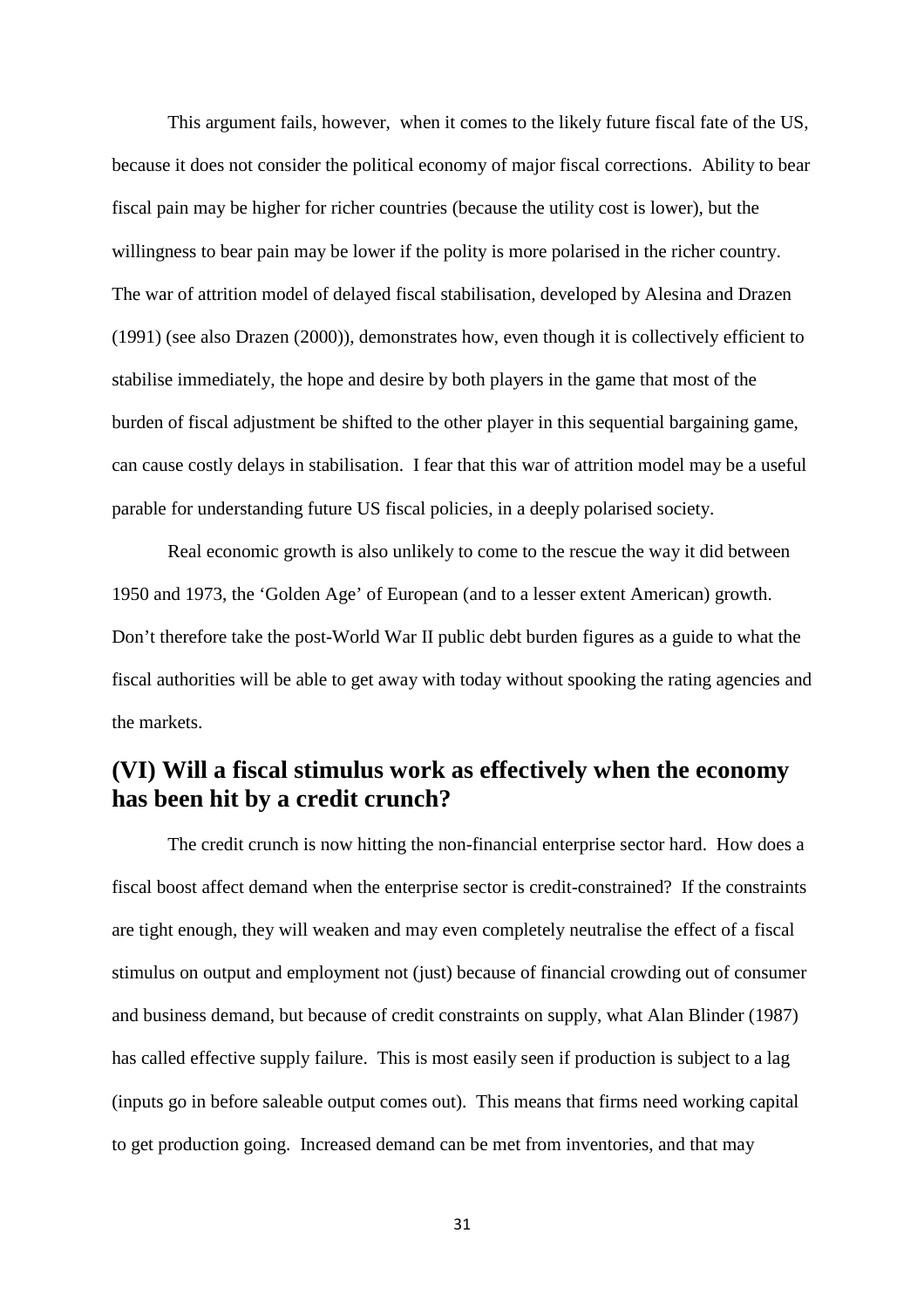This argument fails, however, when it comes to the likely future fiscal fate of the US, because it does not consider the political economy of major fiscal corrections. Ability to bear fiscal pain may be higher for richer countries (because the utility cost is lower), but the willingness to bear pain may be lower if the polity is more polarised in the richer country. The war of attrition model of delayed fiscal stabilisation, developed by Alesina and Drazen (1991) (see also Drazen (2000)), demonstrates how, even though it is collectively efficient to stabilise immediately, the hope and desire by both players in the game that most of the burden of fiscal adjustment be shifted to the other player in this sequential bargaining game, can cause costly delays in stabilisation. I fear that this war of attrition model may be a useful parable for understanding future US fiscal policies, in a deeply polarised society.

Real economic growth is also unlikely to come to the rescue the way it did between 1950 and 1973, the 'Golden Age' of European (and to a lesser extent American) growth. Don't therefore take the post-World War II public debt burden figures as a guide to what the fiscal authorities will be able to get away with today without spooking the rating agencies and the markets.

## (VI) Will a fiscal stimulus work as effectively when the economy has been hit by a credit crunch?

The credit crunch is now hitting the non-financial enterprise sector hard. How does a fiscal boost affect demand when the enterprise sector is credit-constrained? If the constraints are tight enough, they will weaken and may even completely neutralise the effect of a fiscal stimulus on output and employment not (just) because of financial crowding out of consumer and business demand, but because of credit constraints on supply, what Alan Blinder (1987) has called effective supply failure. This is most easily seen if production is subject to a lag (inputs go in before saleable output comes out). This means that firms need working capital to get production going. Increased demand can be met from inventories, and that may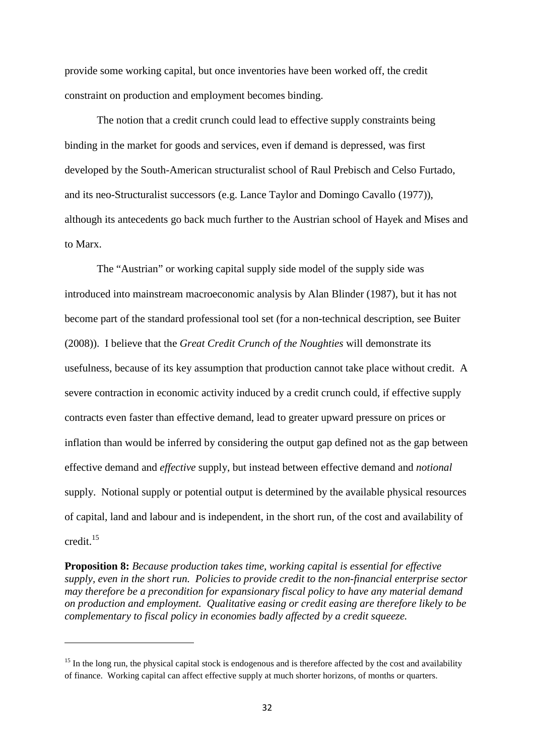provide some working capital, but once inventories have been worked off, the credit constraint on production and employment becomes binding.

The notion that a credit crunch could lead to effective supply constraints being binding in the market for goods and services, even if demand is depressed, was first developed by the South-American structuralist school of Raul Prebisch and Celso Furtado, and its neo-Structuralist successors (e.g. Lance Taylor and Domingo Cavallo (1977)), although its antecedents go back much further to the Austrian school of Hayek and Mises and to Marx.

The "Austrian" or working capital supply side model of the supply side was introduced into mainstream macroeconomic analysis by Alan Blinder (1987), but it has not become part of the standard professional tool set (for a non-technical description, see Buiter (2008)). I believe that the *Great Credit Crunch of the Noughties* will demonstrate its usefulness, because of its key assumption that production cannot take place without credit. A severe contraction in economic activity induced by a credit crunch could, if effective supply contracts even faster than effective demand, lead to greater upward pressure on prices or inflation than would be inferred by considering the output gap defined not as the gap between effective demand and *effective* supply, but instead between effective demand and *notional* supply. Notional supply or potential output is determined by the available physical resources of capital, land and labour and is independent, in the short run, of the cost and availability of credit.[15]

**Proposition 8:** *Because production takes time, working capital is essential for effective supply, even in the short run. Policies to provide credit to the non-financial enterprise sector may therefore be a precondition for expansionary fiscal policy to have any material demand on production and employment. Qualitative easing or credit easing are therefore likely to be complementary to fiscal policy in economies badly affected by a credit squeeze.*

---

[15] In the long run, the physical capital stock is endogenous and is therefore affected by the cost and availability of finance. Working capital can affect effective supply at much shorter horizons, of months or quarters.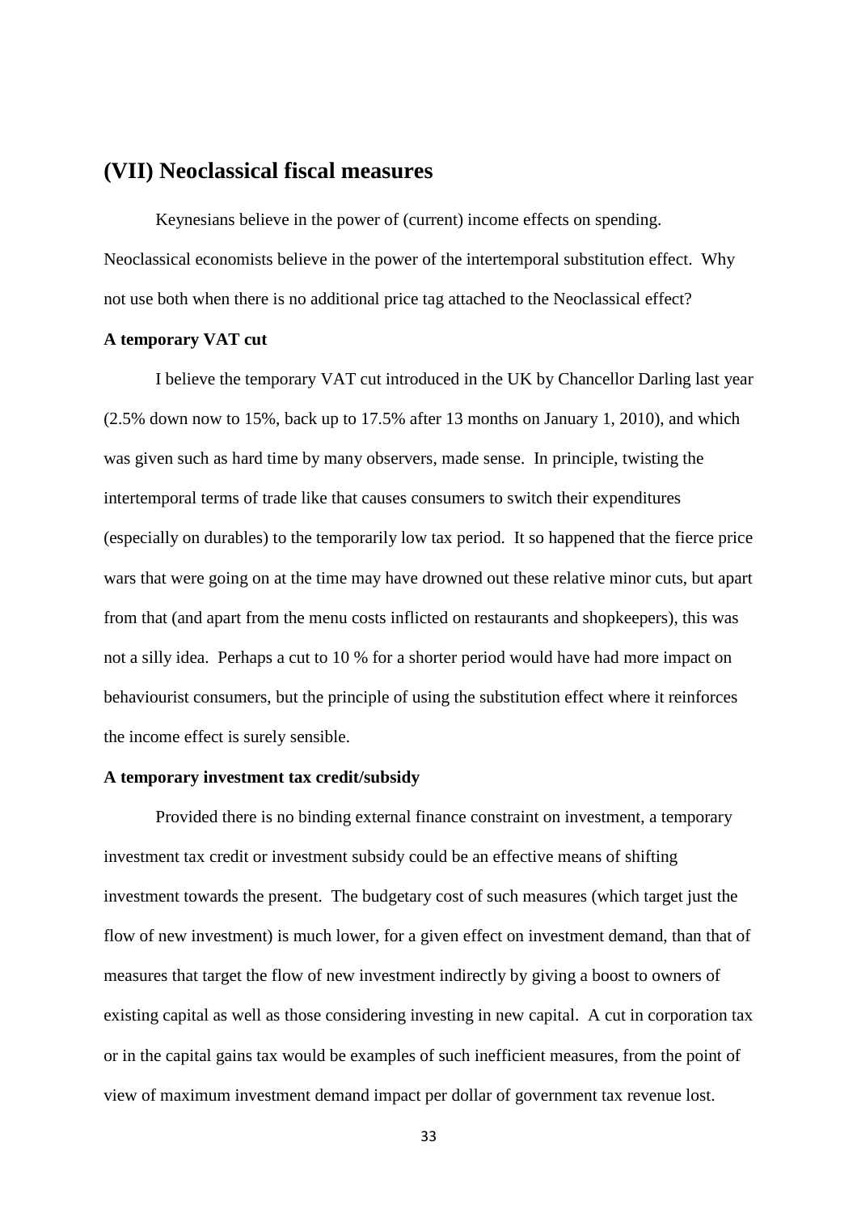## (VII) Neoclassical fiscal measures

Keynesians believe in the power of (current) income effects on spending. Neoclassical economists believe in the power of the intertemporal substitution effect. Why not use both when there is no additional price tag attached to the Neoclassical effect?

**A temporary VAT cut**

I believe the temporary VAT cut introduced in the UK by Chancellor Darling last year (2.5% down now to 15%, back up to 17.5% after 13 months on January 1, 2010), and which was given such as hard time by many observers, made sense. In principle, twisting the intertemporal terms of trade like that causes consumers to switch their expenditures (especially on durables) to the temporarily low tax period. It so happened that the fierce price wars that were going on at the time may have drowned out these relative minor cuts, but apart from that (and apart from the menu costs inflicted on restaurants and shopkeepers), this was not a silly idea. Perhaps a cut to 10 % for a shorter period would have had more impact on behaviourist consumers, but the principle of using the substitution effect where it reinforces the income effect is surely sensible.

**A temporary investment tax credit/subsidy**

Provided there is no binding external finance constraint on investment, a temporary investment tax credit or investment subsidy could be an effective means of shifting investment towards the present. The budgetary cost of such measures (which target just the flow of new investment) is much lower, for a given effect on investment demand, than that of measures that target the flow of new investment indirectly by giving a boost to owners of existing capital as well as those considering investing in new capital. A cut in corporation tax or in the capital gains tax would be examples of such inefficient measures, from the point of view of maximum investment demand impact per dollar of government tax revenue lost.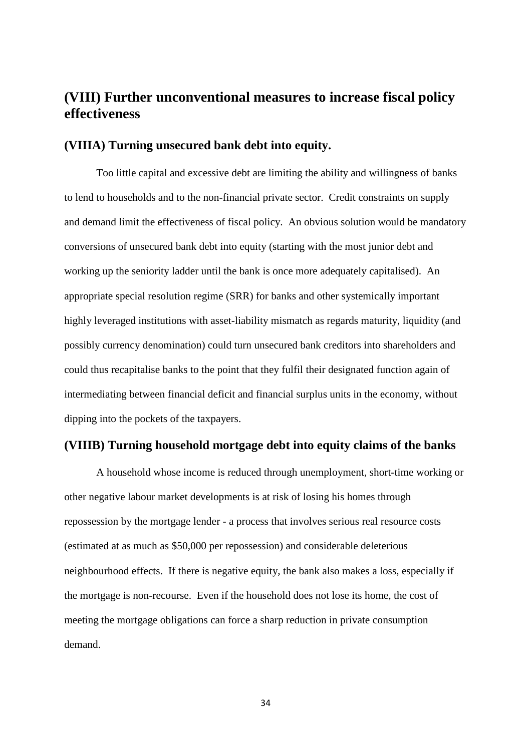## (VIII) Further unconventional measures to increase fiscal policy effectiveness

### (VIIIA) Turning unsecured bank debt into equity.

Too little capital and excessive debt are limiting the ability and willingness of banks to lend to households and to the non-financial private sector. Credit constraints on supply and demand limit the effectiveness of fiscal policy. An obvious solution would be mandatory conversions of unsecured bank debt into equity (starting with the most junior debt and working up the seniority ladder until the bank is once more adequately capitalised). An appropriate special resolution regime (SRR) for banks and other systemically important highly leveraged institutions with asset-liability mismatch as regards maturity, liquidity (and possibly currency denomination) could turn unsecured bank creditors into shareholders and could thus recapitalise banks to the point that they fulfil their designated function again of intermediating between financial deficit and financial surplus units in the economy, without dipping into the pockets of the taxpayers.

### (VIIIB) Turning household mortgage debt into equity claims of the banks

A household whose income is reduced through unemployment, short-time working or other negative labour market developments is at risk of losing his homes through repossession by the mortgage lender - a process that involves serious real resource costs (estimated at as much as $50,000 per repossession) and considerable deleterious neighbourhood effects. If there is negative equity, the bank also makes a loss, especially if the mortgage is non-recourse. Even if the household does not lose its home, the cost of meeting the mortgage obligations can force a sharp reduction in private consumption demand.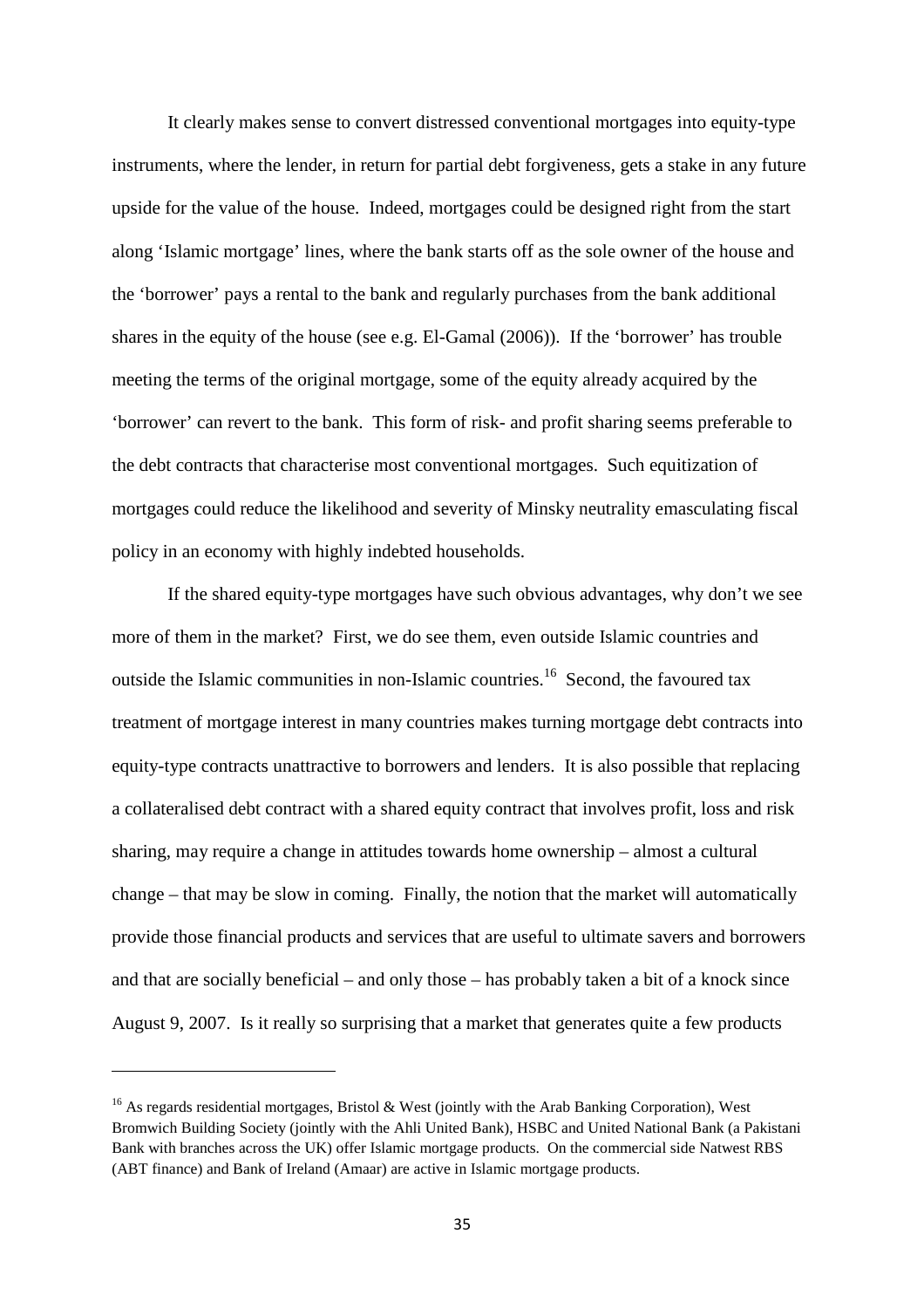It clearly makes sense to convert distressed conventional mortgages into equity-type instruments, where the lender, in return for partial debt forgiveness, gets a stake in any future upside for the value of the house. Indeed, mortgages could be designed right from the start along 'Islamic mortgage' lines, where the bank starts off as the sole owner of the house and the 'borrower' pays a rental to the bank and regularly purchases from the bank additional shares in the equity of the house (see e.g. El-Gamal (2006)). If the 'borrower' has trouble meeting the terms of the original mortgage, some of the equity already acquired by the 'borrower' can revert to the bank. This form of risk- and profit sharing seems preferable to the debt contracts that characterise most conventional mortgages. Such equitization of mortgages could reduce the likelihood and severity of Minsky neutrality emasculating fiscal policy in an economy with highly indebted households.

If the shared equity-type mortgages have such obvious advantages, why don't we see more of them in the market? First, we do see them, even outside Islamic countries and outside the Islamic communities in non-Islamic countries.[16] Second, the favoured tax treatment of mortgage interest in many countries makes turning mortgage debt contracts into equity-type contracts unattractive to borrowers and lenders. It is also possible that replacing a collateralised debt contract with a shared equity contract that involves profit, loss and risk sharing, may require a change in attitudes towards home ownership – almost a cultural change – that may be slow in coming. Finally, the notion that the market will automatically provide those financial products and services that are useful to ultimate savers and borrowers and that are socially beneficial – and only those – has probably taken a bit of a knock since August 9, 2007. Is it really so surprising that a market that generates quite a few products

---

[16] As regards residential mortgages, Bristol & West (jointly with the Arab Banking Corporation), West Bromwich Building Society (jointly with the Ahli United Bank), HSBC and United National Bank (a Pakistani Bank with branches across the UK) offer Islamic mortgage products. On the commercial side Natwest RBS (ABT finance) and Bank of Ireland (Amaar) are active in Islamic mortgage products.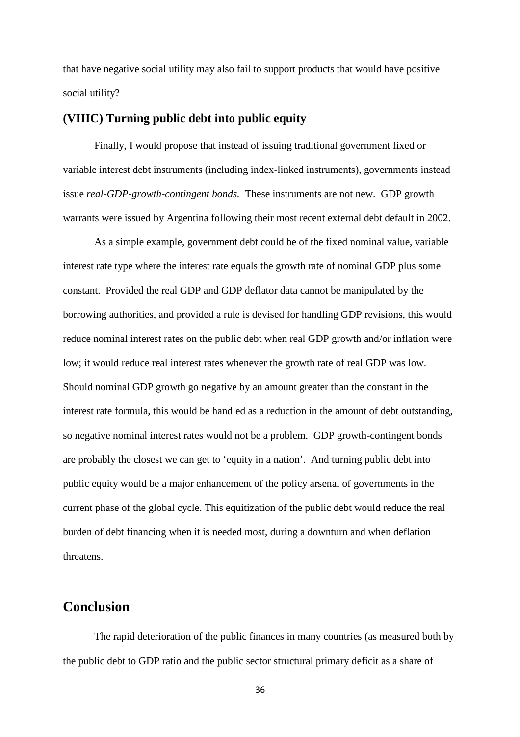that have negative social utility may also fail to support products that would have positive social utility?

### (VIIIC) Turning public debt into public equity

Finally, I would propose that instead of issuing traditional government fixed or variable interest debt instruments (including index-linked instruments), governments instead issue *real-GDP-growth-contingent bonds.* These instruments are not new. GDP growth warrants were issued by Argentina following their most recent external debt default in 2002.

As a simple example, government debt could be of the fixed nominal value, variable interest rate type where the interest rate equals the growth rate of nominal GDP plus some constant. Provided the real GDP and GDP deflator data cannot be manipulated by the borrowing authorities, and provided a rule is devised for handling GDP revisions, this would reduce nominal interest rates on the public debt when real GDP growth and/or inflation were low; it would reduce real interest rates whenever the growth rate of real GDP was low. Should nominal GDP growth go negative by an amount greater than the constant in the interest rate formula, this would be handled as a reduction in the amount of debt outstanding, so negative nominal interest rates would not be a problem. GDP growth-contingent bonds are probably the closest we can get to 'equity in a nation'. And turning public debt into public equity would be a major enhancement of the policy arsenal of governments in the current phase of the global cycle. This equitization of the public debt would reduce the real burden of debt financing when it is needed most, during a downturn and when deflation threatens.

## Conclusion

The rapid deterioration of the public finances in many countries (as measured both by the public debt to GDP ratio and the public sector structural primary deficit as a share of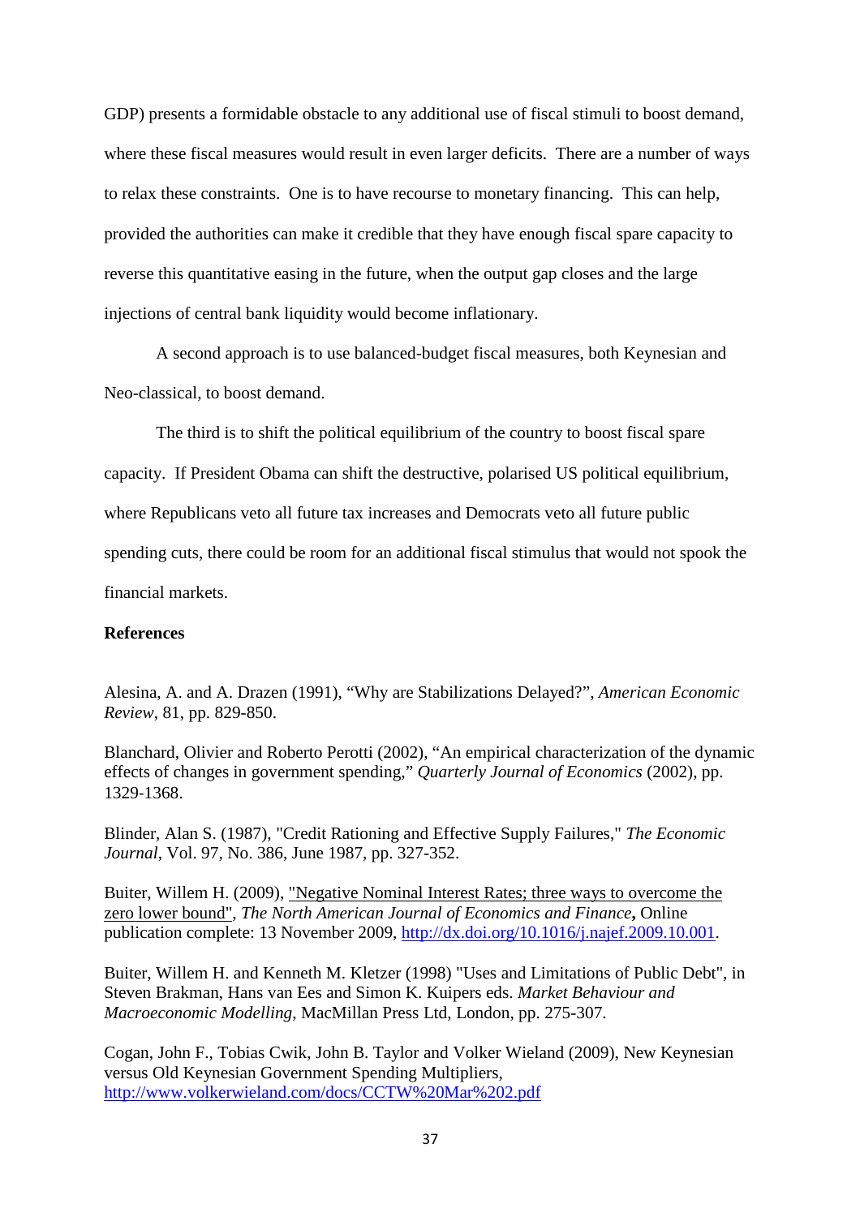GDP) presents a formidable obstacle to any additional use of fiscal stimuli to boost demand, where these fiscal measures would result in even larger deficits. There are a number of ways to relax these constraints. One is to have recourse to monetary financing. This can help, provided the authorities can make it credible that they have enough fiscal spare capacity to reverse this quantitative easing in the future, when the output gap closes and the large injections of central bank liquidity would become inflationary.

A second approach is to use balanced-budget fiscal measures, both Keynesian and Neo-classical, to boost demand.

The third is to shift the political equilibrium of the country to boost fiscal spare capacity. If President Obama can shift the destructive, polarised US political equilibrium, where Republicans veto all future tax increases and Democrats veto all future public spending cuts, there could be room for an additional fiscal stimulus that would not spook the financial markets.

**References**

Alesina, A. and A. Drazen (1991), "Why are Stabilizations Delayed?", *American Economic Review*, 81, pp. 829-850.

Blanchard, Olivier and Roberto Perotti (2002), "An empirical characterization of the dynamic effects of changes in government spending," *Quarterly Journal of Economics* (2002), pp. 1329-1368.

Blinder, Alan S. (1987), "Credit Rationing and Effective Supply Failures," *The Economic Journal*, Vol. 97, No. 386, June 1987, pp. 327-352.

Buiter, Willem H. (2009), "Negative Nominal Interest Rates; three ways to overcome the zero lower bound", *The North American Journal of Economics and Finance***,** Online publication complete: 13 November 2009, http://dx.doi.org/10.1016/j.najef.2009.10.001.

Buiter, Willem H. and Kenneth M. Kletzer (1998) "Uses and Limitations of Public Debt", in Steven Brakman, Hans van Ees and Simon K. Kuipers eds. *Market Behaviour and Macroeconomic Modelling*, MacMillan Press Ltd, London, pp. 275-307.

Cogan, John F., Tobias Cwik, John B. Taylor and Volker Wieland (2009), New Keynesian versus Old Keynesian Government Spending Multipliers, http://www.volkerwieland.com/docs/CCTW%20Mar%202.pdf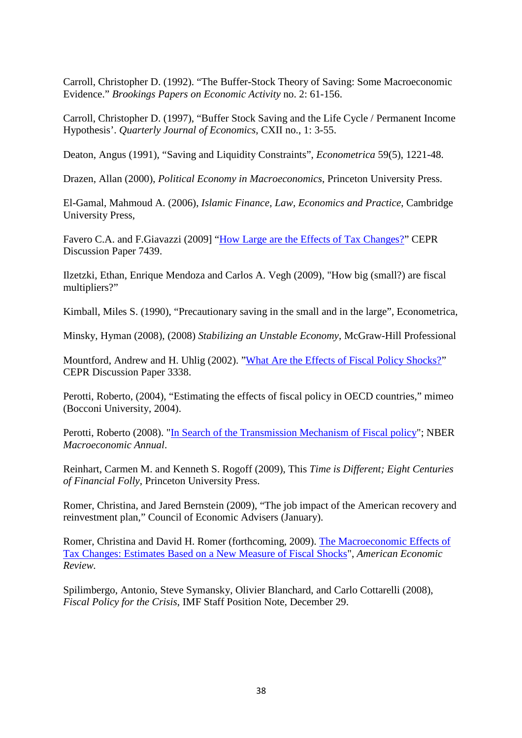Carroll, Christopher D. (1992). “The Buffer-Stock Theory of Saving: Some Macroeconomic Evidence.” *Brookings Papers on Economic Activity* no. 2: 61-156.

Carroll, Christopher D. (1997), “Buffer Stock Saving and the Life Cycle / Permanent Income Hypothesis’. *Quarterly Journal of Economics,* CXII no., 1: 3-55.

Deaton, Angus (1991), “Saving and Liquidity Constraints”, *Econometrica* 59(5), 1221-48.

Drazen, Allan (2000), *Political Economy in Macroeconomics*, Princeton University Press.

El-Gamal, Mahmoud A. (2006), *Islamic Finance, Law, Economics and Practice*, Cambridge University Press,

Favero C.A. and F.Giavazzi (2009] “How Large are the Effects of Tax Changes?” CEPR Discussion Paper 7439.

Ilzetzki, Ethan, Enrique Mendoza and Carlos A. Vegh (2009), "How big (small?) are fiscal multipliers?”

Kimball, Miles S. (1990), “Precautionary saving in the small and in the large”, Econometrica,

Minsky, Hyman (2008), (2008) *Stabilizing an Unstable Economy*, McGraw-Hill Professional

Mountford, Andrew and H. Uhlig (2002). ”What Are the Effects of Fiscal Policy Shocks?” CEPR Discussion Paper 3338.

Perotti, Roberto, (2004), “Estimating the effects of fiscal policy in OECD countries,” mimeo (Bocconi University, 2004).

Perotti, Roberto (2008). "In Search of the Transmission Mechanism of Fiscal policy"; NBER *Macroeconomic Annual*.

Reinhart, Carmen M. and Kenneth S. Rogoff (2009), This *Time is Different; Eight Centuries of Financial Folly*, Princeton University Press.

Romer, Christina, and Jared Bernstein (2009), “The job impact of the American recovery and reinvestment plan,” Council of Economic Advisers (January).

Romer, Christina and David H. Romer (forthcoming, 2009). The Macroeconomic Effects of Tax Changes: Estimates Based on a New Measure of Fiscal Shocks", *American Economic Review.*

Spilimbergo, Antonio, Steve Symansky, Olivier Blanchard, and Carlo Cottarelli (2008), *Fiscal Policy for the Crisis*, IMF Staff Position Note, December 29.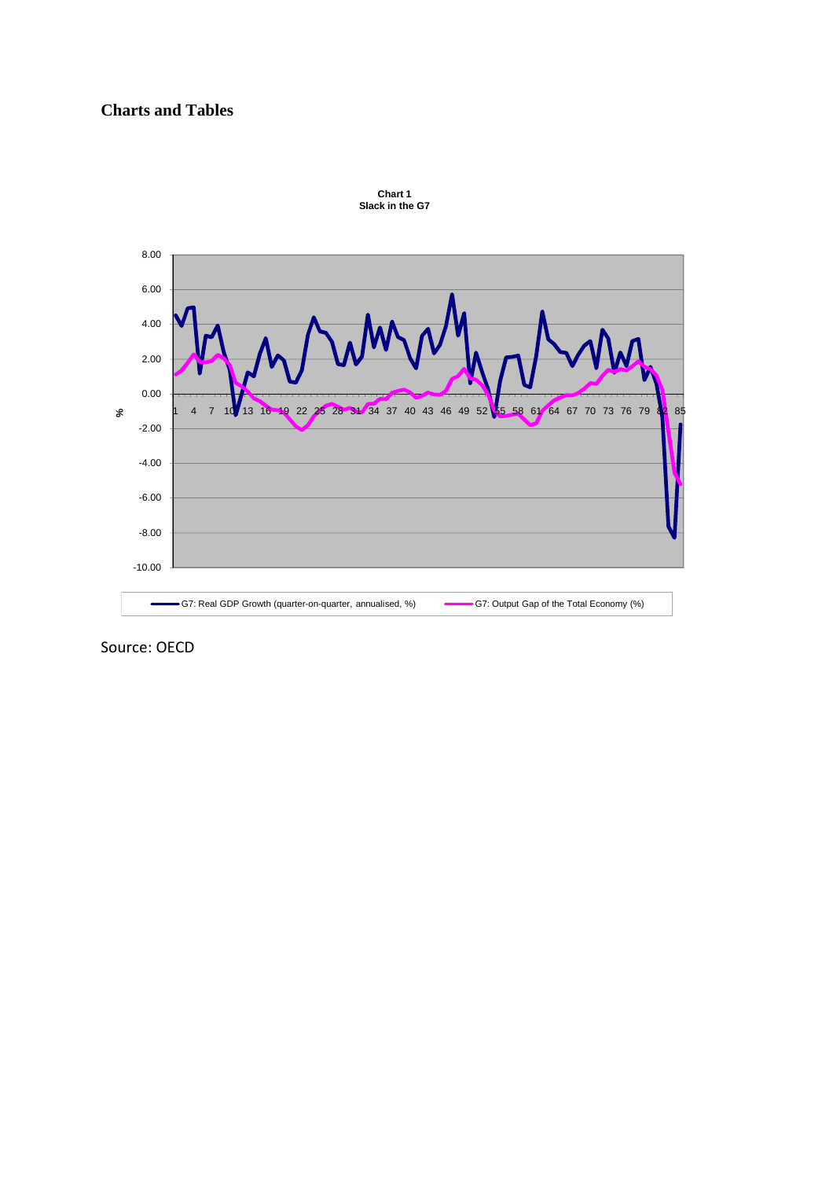## Charts and Tables

**Chart 1**
**Slack in the G7**

8.00
6.00
4.00
2.00
0.00
-2.00
-4.00
-6.00
-8.00
-10.00

%

1 4 7 10 13 16 19 22 25 28 31 34 37 40 43 46 49 52 55 58 61 64 67 70 73 76 79 82 85

G7: Real GDP Growth (quarter-on-quarter, annualised, %)
G7: Output Gap of the Total Economy (%)

Source: OECD